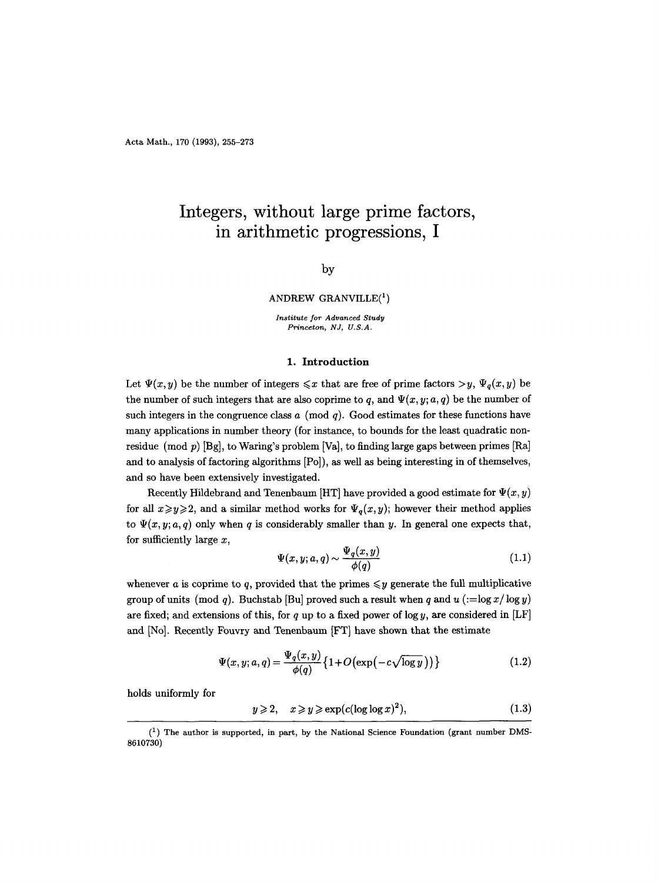# Integers, without large prime factors, in arithmetic progressions, I

by

ANDREW GRANVILLE[1]

*Institute for Advanced Study*
*Princeton, NJ, U.S.A.*

## 1. Introduction

Let $\Psi(x,y)$ be the number of integers $\leqslant x$ that are free of prime factors $>y$, $\Psi_q(x,y)$ be the number of such integers that are also coprime to $q$, and $\Psi(x,y;a,q)$ be the number of such integers in the congruence class $a \pmod q$. Good estimates for these functions have many applications in number theory (for instance, to bounds for the least quadratic non-residue $\pmod p$ [Bg], to Waring's problem [Va], to finding large gaps between primes [Ra] and to analysis of factoring algorithms [Po]), as well as being interesting in of themselves, and so have been extensively investigated.

Recently Hildebrand and Tenenbaum [HT] have provided a good estimate for $\Psi(x,y)$ for all $x \geqslant y \geqslant 2$, and a similar method works for $\Psi_q(x,y)$; however their method applies to $\Psi(x,y;a,q)$ only when $q$ is considerably smaller than $y$. In general one expects that, for sufficiently large $x$,

$$\Psi(x,y;a,q) \sim \frac{\Psi_q(x,y)}{\phi(q)} \tag{1.1}$$

whenever $a$ is coprime to $q$, provided that the primes $\leqslant y$ generate the full multiplicative group of units $\pmod q$. Buchstab [Bu] proved such a result when $q$ and $u$ $(:= \log x/\log y)$ are fixed; and extensions of this, for $q$ up to a fixed power of $\log y$, are considered in [LF] and [No]. Recently Fouvry and Tenenbaum [FT] have shown that the estimate

$$\Psi(x,y;a,q) = \frac{\Psi_q(x,y)}{\phi(q)}\{1+O(\exp(-c\sqrt{\log y}))\} \tag{1.2}$$

holds uniformly for

$$y \geqslant 2, \quad x \geqslant y \geqslant \exp(c(\log\log x)^2), \tag{1.3}$$

---

[1] The author is supported, in part, by the National Science Foundation (grant number DMS-8610730)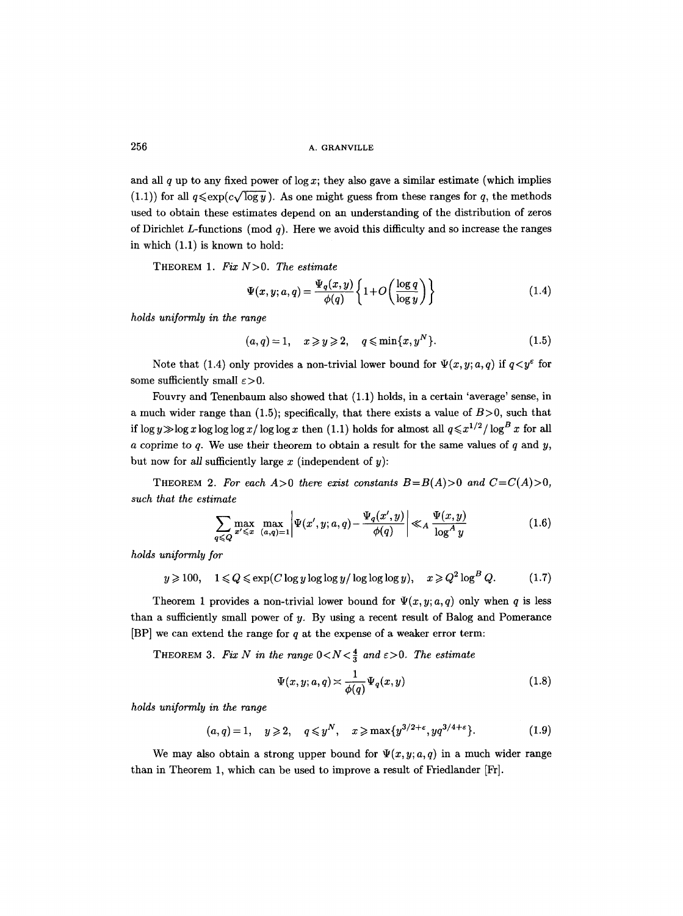and all $q$ up to any fixed power of $\log x$; they also gave a similar estimate (which implies (1.1)) for all $q \leqslant \exp(c\sqrt{\log y})$. As one might guess from these ranges for $q$, the methods used to obtain these estimates depend on an understanding of the distribution of zeros of Dirichlet $L$-functions (mod $q$). Here we avoid this difficulty and so increase the ranges in which (1.1) is known to hold:

THEOREM 1. *Fix $N>0$. The estimate*

$$\Psi(x,y;a,q) = \frac{\Psi_q(x,y)}{\phi(q)}\left\{1+O\left(\frac{\log q}{\log y}\right)\right\} \tag{1.4}$$

*holds uniformly in the range*

$$(a,q)=1, \quad x \geqslant y \geqslant 2, \quad q \leqslant \min\{x, y^N\}. \tag{1.5}$$

Note that (1.4) only provides a non-trivial lower bound for $\Psi(x,y;a,q)$ if $q<y^{\varepsilon}$ for some sufficiently small $\varepsilon>0$.

Fouvry and Tenenbaum also showed that (1.1) holds, in a certain 'average' sense, in a much wider range than (1.5); specifically, that there exists a value of $B>0$, such that if $\log y \gg \log x \log\log\log x/\log\log x$ then (1.1) holds for almost all $q \leqslant x^{1/2}/\log^B x$ for all $a$ coprime to $q$. We use their theorem to obtain a result for the same values of $q$ and $y$, but now for *all* sufficiently large $x$ (independent of $y$):

THEOREM 2. *For each $A>0$ there exist constants $B=B(A)>0$ and $C=C(A)>0$, such that the estimate*

$$\sum_{q\leqslant Q} \max_{x'\leqslant x} \max_{(a,q)=1} \left|\Psi(x',y;a,q) - \frac{\Psi_q(x',y)}{\phi(q)}\right| \ll_A \frac{\Psi(x,y)}{\log^A y} \tag{1.6}$$

*holds uniformly for*

$$y \geqslant 100, \quad 1 \leqslant Q \leqslant \exp(C\log y \log\log y/\log\log\log y), \quad x \geqslant Q^2 \log^B Q. \tag{1.7}$$

Theorem 1 provides a non-trivial lower bound for $\Psi(x,y;a,q)$ only when $q$ is less than a sufficiently small power of $y$. By using a recent result of Balog and Pomerance [BP] we can extend the range for $q$ at the expense of a weaker error term:

THEOREM 3. *Fix $N$ in the range $0<N<\frac{4}{3}$ and $\varepsilon>0$. The estimate*

$$\Psi(x,y;a,q) \asymp \frac{1}{\phi(q)}\Psi_q(x,y) \tag{1.8}$$

*holds uniformly in the range*

$$(a,q)=1, \quad y \geqslant 2, \quad q \leqslant y^N, \quad x \geqslant \max\{y^{3/2+\varepsilon}, yq^{3/4+\varepsilon}\}. \tag{1.9}$$

We may also obtain a strong upper bound for $\Psi(x,y;a,q)$ in a much wider range than in Theorem 1, which can be used to improve a result of Friedlander [Fr].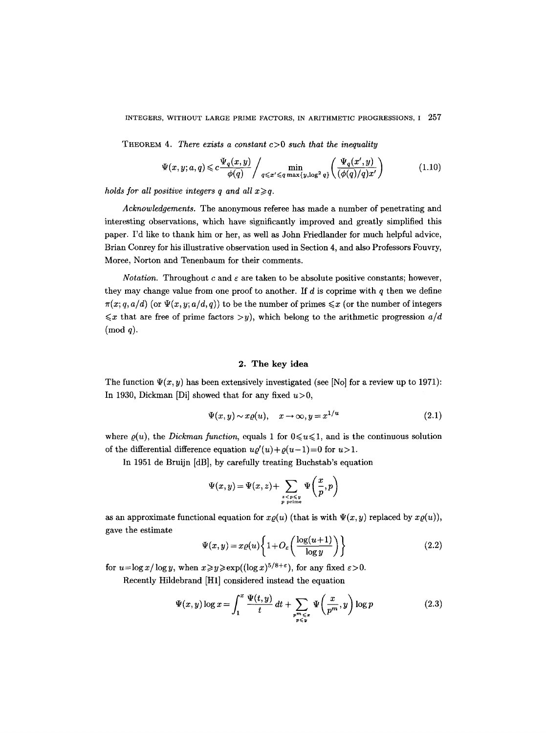THEOREM 4. *There exists a constant $c>0$ such that the inequality*

$$\Psi(x,y;a,q)\leqslant c\frac{\Psi_q(x,y)}{\phi(q)}\Bigg/\min_{q\leqslant x'\leqslant q\max\{y,\log^2 q\}}\left(\frac{\Psi_q(x',y)}{(\phi(q)/q)x'}\right) \tag{1.10}$$

*holds for all positive integers $q$ and all $x\geqslant q$.*

*Acknowledgements.* The anonymous referee has made a number of penetrating and interesting observations, which have significantly improved and greatly simplified this paper. I'd like to thank him or her, as well as John Friedlander for much helpful advice, Brian Conrey for his illustrative observation used in Section 4, and also Professors Fouvry, Moree, Norton and Tenenbaum for their comments.

*Notation.* Throughout $c$ and $\varepsilon$ are taken to be absolute positive constants; however, they may change value from one proof to another. If $d$ is coprime with $q$ then we define $\pi(x;q,a/d)$ (or $\Psi(x,y;a/d,q)$) to be the number of primes $\leqslant x$ (or the number of integers $\leqslant x$ that are free of prime factors $>y$), which belong to the arithmetic progression $a/d$ (mod $q$).

## 2. The key idea

The function $\Psi(x,y)$ has been extensively investigated (see [No] for a review up to 1971): In 1930, Dickman [Di] showed that for any fixed $u>0$,

$$\Psi(x,y)\sim x\varrho(u),\quad x\to\infty, y=x^{1/u} \tag{2.1}$$

where $\varrho(u)$, the *Dickman function*, equals 1 for $0\leqslant u\leqslant 1$, and is the continuous solution of the differential difference equation $u\varrho'(u)+\varrho(u-1)=0$ for $u>1$.

In 1951 de Bruijn [dB], by carefully treating Buchstab's equation

$$\Psi(x,y)=\Psi(x,z)+\sum_{\substack{z<p\leqslant y\\ p\text{ prime}}}\Psi\left(\frac{x}{p},p\right)$$

as an approximate functional equation for $x\varrho(u)$ (that is with $\Psi(x,y)$ replaced by $x\varrho(u)$), gave the estimate

$$\Psi(x,y)=x\varrho(u)\left\{1+O_\varepsilon\left(\frac{\log(u+1)}{\log y}\right)\right\} \tag{2.2}$$

for $u=\log x/\log y$, when $x\geqslant y\geqslant \exp((\log x)^{5/8+\varepsilon})$, for any fixed $\varepsilon>0$.

Recently Hildebrand [H1] considered instead the equation

$$\Psi(x,y)\log x=\int_1^x\frac{\Psi(t,y)}{t}\,dt+\sum_{\substack{p^m\leqslant x\\ p\leqslant y}}\Psi\left(\frac{x}{p^m},y\right)\log p \tag{2.3}$$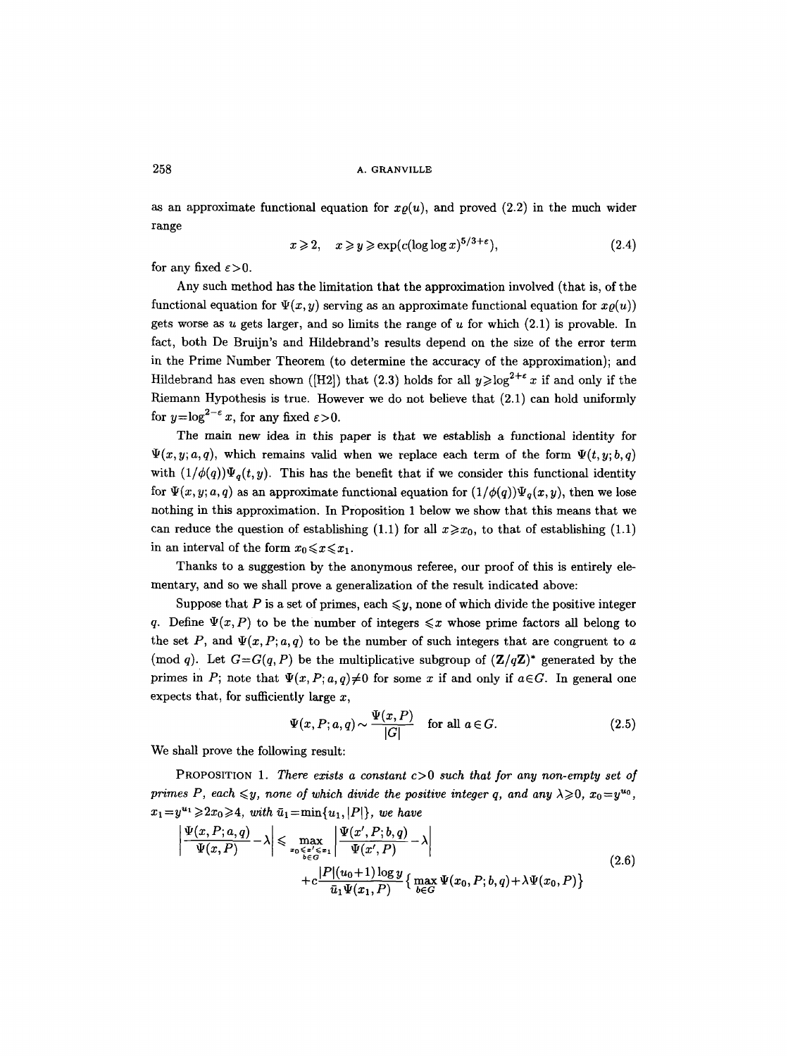as an approximate functional equation for $x\varrho(u)$, and proved (2.2) in the much wider range

$$x \geqslant 2, \quad x \geqslant y \geqslant \exp(c(\log\log x)^{5/3+\varepsilon}), \tag{2.4}$$

for any fixed $\varepsilon>0$.

Any such method has the limitation that the approximation involved (that is, of the functional equation for $\Psi(x,y)$ serving as an approximate functional equation for $x\varrho(u)$) gets worse as $u$ gets larger, and so limits the range of $u$ for which (2.1) is provable. In fact, both De Bruijn's and Hildebrand's results depend on the size of the error term in the Prime Number Theorem (to determine the accuracy of the approximation); and Hildebrand has even shown ([H2]) that (2.3) holds for all $y \geqslant \log^{2+\varepsilon} x$ if and only if the Riemann Hypothesis is true. However we do not believe that (2.1) can hold uniformly for $y=\log^{2-\varepsilon} x$, for any fixed $\varepsilon>0$.

The main new idea in this paper is that we establish a functional identity for $\Psi(x,y;a,q)$, which remains valid when we replace each term of the form $\Psi(t,y;b,q)$ with $(1/\phi(q))\Psi_q(t,y)$. This has the benefit that if we consider this functional identity for $\Psi(x,y;a,q)$ as an approximate functional equation for $(1/\phi(q))\Psi_q(x,y)$, then we lose nothing in this approximation. In Proposition 1 below we show that this means that we can reduce the question of establishing (1.1) for all $x \geqslant x_0$, to that of establishing (1.1) in an interval of the form $x_0 \leqslant x \leqslant x_1$.

Thanks to a suggestion by the anonymous referee, our proof of this is entirely elementary, and so we shall prove a generalization of the result indicated above:

Suppose that $P$ is a set of primes, each $\leqslant y$, none of which divide the positive integer $q$. Define $\Psi(x,P)$ to be the number of integers $\leqslant x$ whose prime factors all belong to the set $P$, and $\Psi(x,P;a,q)$ to be the number of such integers that are congruent to $a \pmod q$. Let $G=G(q,P)$ be the multiplicative subgroup of $(\mathbf{Z}/q\mathbf{Z})^*$ generated by the primes in $P$; note that $\Psi(x,P;a,q)\neq 0$ for some $x$ if and only if $a \in G$. In general one expects that, for sufficiently large $x$,

$$\Psi(x,P;a,q) \sim \frac{\Psi(x,P)}{|G|} \quad \text{for all } a \in G. \tag{2.5}$$

We shall prove the following result:

PROPOSITION 1. *There exists a constant $c>0$ such that for any non-empty set of primes $P$, each $\leqslant y$, none of which divide the positive integer $q$, and any $\lambda \geqslant 0$, $x_0=y^{u_0}$, $x_1=y^{u_1}\geqslant 2x_0 \geqslant 4$, with $\bar{u}_1=\min\{u_1,|P|\}$, we have*

$$\begin{aligned}\left|\frac{\Psi(x,P;a,q)}{\Psi(x,P)}-\lambda\right| &\leqslant \max_{\substack{x_0 \leqslant x' \leqslant x_1 \\ b \in G}} \left|\frac{\Psi(x',P;b,q)}{\Psi(x',P)}-\lambda\right| \\ &\quad + c\frac{|P|(u_0+1)\log y}{\bar{u}_1 \Psi(x_1,P)}\left\{\max_{b\in G}\Psi(x_0,P;b,q)+\lambda\Psi(x_0,P)\right\}\end{aligned} \tag{2.6}$$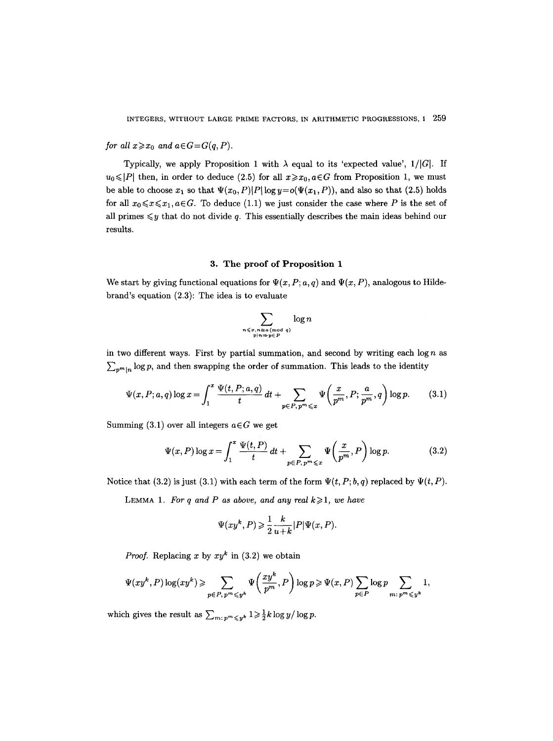*for all* $x \geqslant x_0$ *and* $a \in G = G(q, P)$.

Typically, we apply Proposition 1 with $\lambda$ equal to its 'expected value', $1/|G|$. If $u_0 \leqslant |P|$ then, in order to deduce (2.5) for all $x \geqslant x_0, a \in G$ from Proposition 1, we must be able to choose $x_1$ so that $\Psi(x_0, P)|P| \log y = o(\Psi(x_1, P))$, and also so that (2.5) holds for all $x_0 \leqslant x \leqslant x_1, a \in G$. To deduce (1.1) we just consider the case where $P$ is the set of all primes $\leqslant y$ that do not divide $q$. This essentially describes the main ideas behind our results.

## 3. The proof of Proposition 1

We start by giving functional equations for $\Psi(x, P; a, q)$ and $\Psi(x, P)$, analogous to Hildebrand's equation (2.3): The idea is to evaluate

$$\sum_{\substack{n \leqslant x, n \equiv a \pmod q \\ p | n \Rightarrow p \in P}} \log n$$

in two different ways. First by partial summation, and second by writing each $\log n$ as $\sum_{p^m | n} \log p$, and then swapping the order of summation. This leads to the identity

$$\Psi(x, P; a, q) \log x = \int_1^x \frac{\Psi(t, P; a, q)}{t} \, dt + \sum_{p \in P, p^m \leqslant x} \Psi\left(\frac{x}{p^m}, P; \frac{a}{p^m}, q\right) \log p. \tag{3.1}$$

Summing (3.1) over all integers $a \in G$ we get

$$\Psi(x, P) \log x = \int_1^x \frac{\Psi(t, P)}{t} \, dt + \sum_{p \in P, p^m \leqslant x} \Psi\left(\frac{x}{p^m}, P\right) \log p. \tag{3.2}$$

Notice that (3.2) is just (3.1) with each term of the form $\Psi(t, P; b, q)$ replaced by $\Psi(t, P)$.

LEMMA 1. *For* $q$ *and* $P$ *as above, and any real* $k \geqslant 1$, *we have*

$$\Psi(xy^k, P) \geqslant \frac{1}{2} \frac{k}{u+k} |P| \Psi(x, P).$$

*Proof.* Replacing $x$ by $xy^k$ in (3.2) we obtain

$$\Psi(xy^k, P) \log(xy^k) \geqslant \sum_{p \in P, p^m \leqslant y^k} \Psi\left(\frac{xy^k}{p^m}, P\right) \log p \geqslant \Psi(x, P) \sum_{p \in P} \log p \sum_{m : p^m \leqslant y^k} 1,$$

which gives the result as $\sum_{m : p^m \leqslant y^k} 1 \geqslant \frac{1}{2} k \log y / \log p$.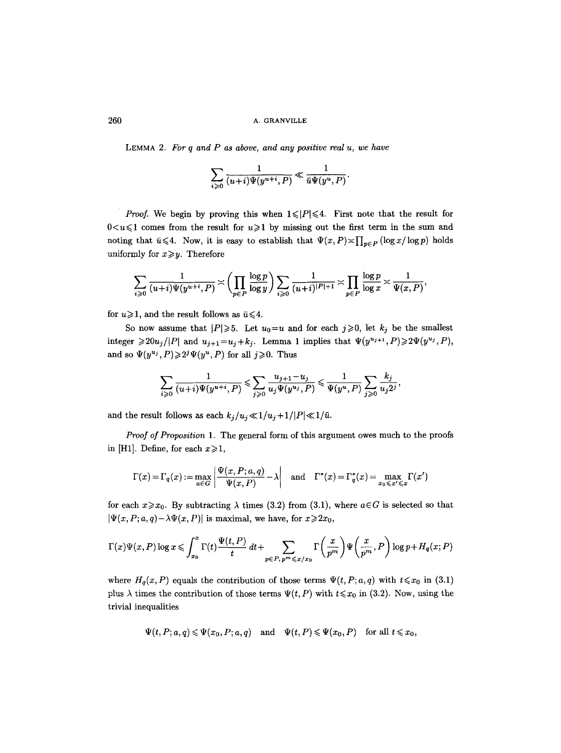**Lemma 2.** *For $q$ and $P$ as above, and any positive real $u$, we have*

$$\sum_{i\geq 0} \frac{1}{(u+i)\Psi(y^{u+i}, P)} \ll \frac{1}{\bar{u}\Psi(y^u, P)}.$$

*Proof.* We begin by proving this when $1\leq |P| \leq 4$. First note that the result for $0<u\leq 1$ comes from the result for $u\geq 1$ by missing out the first term in the sum and noting that $\bar{u}\leq 4$. Now, it is easy to establish that $\Psi(x,P)\asymp \prod_{p\in P}(\log x/\log p)$ holds uniformly for $x\geq y$. Therefore

$$\sum_{i\geq 0} \frac{1}{(u+i)\Psi(y^{u+i}, P)} \asymp \left(\prod_{p\in P}\frac{\log p}{\log y}\right) \sum_{i\geq 0}\frac{1}{(u+i)^{|P|+1}} \asymp \prod_{p\in P}\frac{\log p}{\log x} \asymp \frac{1}{\Psi(x,P)},$$

for $u\geq 1$, and the result follows as $\bar{u}\leq 4$.

So now assume that $|P|\geq 5$. Let $u_0=u$ and for each $j\geq 0$, let $k_j$ be the smallest integer $\geq 20u_j/|P|$ and $u_{j+1}=u_j+k_j$. Lemma 1 implies that $\Psi(y^{u_{j+1}}, P)\geq 2\Psi(y^{u_j}, P)$, and so $\Psi(y^{u_j}, P)\geq 2^j\Psi(y^u, P)$ for all $j\geq 0$. Thus

$$\sum_{i\geq 0} \frac{1}{(u+i)\Psi(y^{u+i}, P)} \leq \sum_{j\geq 0}\frac{u_{j+1}-u_j}{u_j\Psi(y^{u_j}, P)} \leq \frac{1}{\Psi(y^u, P)}\sum_{j\geq 0}\frac{k_j}{u_j 2^j},$$

and the result follows as each $k_j/u_j \ll 1/u_j + 1/|P| \ll 1/\bar{u}$.

*Proof of Proposition* 1. The general form of this argument owes much to the proofs in [H1]. Define, for each $x\geq 1$,

$$\Gamma(x)=\Gamma_q(x) := \max_{a\in G}\left|\frac{\Psi(x,P;a,q)}{\Psi(x,P)}-\lambda\right| \quad \text{and} \quad \Gamma^*(x)=\Gamma_q^*(x)=\max_{x_0\leq x'\leq x}\Gamma(x')$$

for each $x\geq x_0$. By subtracting $\lambda$ times (3.2) from (3.1), where $a\in G$ is selected so that $|\Psi(x,P;a,q)-\lambda\Psi(x,P)|$ is maximal, we have, for $x\geq 2x_0$,

$$\Gamma(x)\Psi(x,P)\log x \leq \int_{x_0}^{x}\Gamma(t)\frac{\Psi(t,P)}{t}\,dt + \sum_{p\in P,\, p^m\leq x/x_0}\Gamma\left(\frac{x}{p^m}\right)\Psi\left(\frac{x}{p^m},P\right)\log p + H_q(x;P)$$

where $H_q(x,P)$ equals the contribution of those terms $\Psi(t,P;a,q)$ with $t\leq x_0$ in (3.1) plus $\lambda$ times the contribution of those terms $\Psi(t,P)$ with $t\leq x_0$ in (3.2). Now, using the trivial inequalities

$$\Psi(t,P;a,q)\leq \Psi(x_0,P;a,q) \quad \text{and} \quad \Psi(t,P)\leq \Psi(x_0,P) \quad \text{for all } t\leq x_0,$$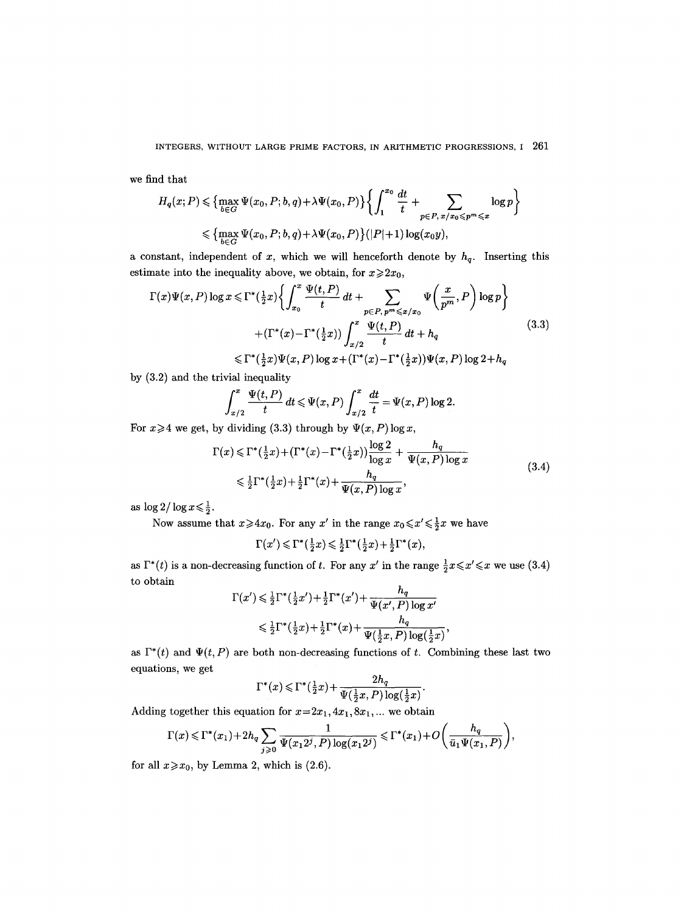we find that

$$H_q(x;P) \leqslant \left\{\max_{b\in G} \Psi(x_0,P;b,q)+\lambda\Psi(x_0,P)\right\}\left\{\int_1^{x_0}\frac{dt}{t}+\sum_{p\in P,\, x/x_0\leqslant p^m\leqslant x}\log p\right\}$$

$$\leqslant \left\{\max_{b\in G} \Psi(x_0,P;b,q)+\lambda\Psi(x_0,P)\right\}(|P|+1)\log(x_0 y),$$

a constant, independent of $x$, which we will henceforth denote by $h_q$. Inserting this estimate into the inequality above, we obtain, for $x\geqslant 2x_0$,

$$\begin{aligned}
\Gamma(x)\Psi(x,P)\log x &\leqslant \Gamma^*(\tfrac{1}{2}x)\left\{\int_{x_0}^{x}\frac{\Psi(t,P)}{t}\,dt+\sum_{p\in P,\, p^m\leqslant x/x_0}\Psi\left(\frac{x}{p^m},P\right)\log p\right\}\\
&\quad+(\Gamma^*(x)-\Gamma^*(\tfrac{1}{2}x))\int_{x/2}^{x}\frac{\Psi(t,P)}{t}\,dt+h_q\\
&\leqslant \Gamma^*(\tfrac{1}{2}x)\Psi(x,P)\log x+(\Gamma^*(x)-\Gamma^*(\tfrac{1}{2}x))\Psi(x,P)\log 2+h_q
\end{aligned}\tag{3.3}$$

by (3.2) and the trivial inequality

$$\int_{x/2}^{x}\frac{\Psi(t,P)}{t}\,dt\leqslant \Psi(x,P)\int_{x/2}^{x}\frac{dt}{t}=\Psi(x,P)\log 2.$$

For $x\geqslant 4$ we get, by dividing (3.3) through by $\Psi(x,P)\log x$,

$$\begin{aligned}
\Gamma(x)&\leqslant \Gamma^*(\tfrac{1}{2}x)+(\Gamma^*(x)-\Gamma^*(\tfrac{1}{2}x))\frac{\log 2}{\log x}+\frac{h_q}{\Psi(x,P)\log x}\\
&\leqslant \tfrac{1}{2}\Gamma^*(\tfrac{1}{2}x)+\tfrac{1}{2}\Gamma^*(x)+\frac{h_q}{\Psi(x,P)\log x},
\end{aligned}\tag{3.4}$$

as $\log 2/\log x\leqslant \frac{1}{2}$.

Now assume that $x\geqslant 4x_0$. For any $x'$ in the range $x_0\leqslant x'\leqslant \frac{1}{2}x$ we have

$$\Gamma(x')\leqslant \Gamma^*(\tfrac{1}{2}x)\leqslant \tfrac{1}{2}\Gamma^*(\tfrac{1}{2}x)+\tfrac{1}{2}\Gamma^*(x),$$

as $\Gamma^*(t)$ is a non-decreasing function of $t$. For any $x'$ in the range $\frac{1}{2}x\leqslant x'\leqslant x$ we use (3.4) to obtain

$$\begin{aligned}
\Gamma(x')&\leqslant \tfrac{1}{2}\Gamma^*(\tfrac{1}{2}x')+\tfrac{1}{2}\Gamma^*(x')+\frac{h_q}{\Psi(x',P)\log x'}\\
&\leqslant \tfrac{1}{2}\Gamma^*(\tfrac{1}{2}x)+\tfrac{1}{2}\Gamma^*(x)+\frac{h_q}{\Psi(\frac{1}{2}x,P)\log(\frac{1}{2}x)},
\end{aligned}$$

as $\Gamma^*(t)$ and $\Psi(t,P)$ are both non-decreasing functions of $t$. Combining these last two equations, we get

$$\Gamma^*(x)\leqslant \Gamma^*(\tfrac{1}{2}x)+\frac{2h_q}{\Psi(\frac{1}{2}x,P)\log(\frac{1}{2}x)}.$$

Adding together this equation for $x=2x_1, 4x_1, 8x_1, \ldots$ we obtain

$$\Gamma(x)\leqslant \Gamma^*(x_1)+2h_q\sum_{j\geqslant 0}\frac{1}{\Psi(x_1 2^j,P)\log(x_1 2^j)}\leqslant \Gamma^*(x_1)+O\left(\frac{h_q}{\bar{u}_1\Psi(x_1,P)}\right),$$

for all $x\geqslant x_0$, by Lemma 2, which is (2.6).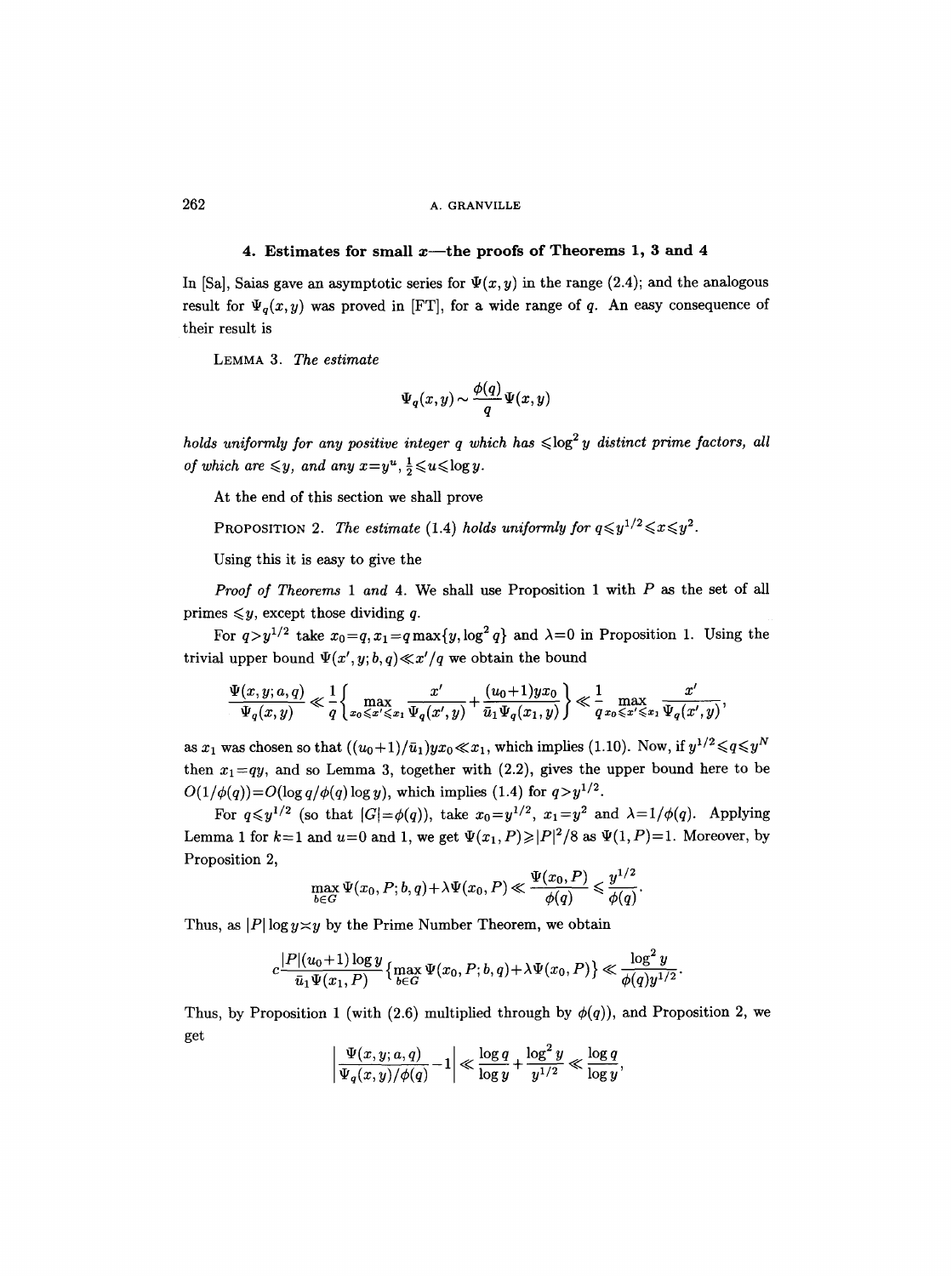## 4. Estimates for small $x$—the proofs of Theorems 1, 3 and 4

In [Sa], Saias gave an asymptotic series for $\Psi(x,y)$ in the range (2.4); and the analogous result for $\Psi_q(x,y)$ was proved in [FT], for a wide range of $q$. An easy consequence of their result is

LEMMA 3. *The estimate*

$$\Psi_q(x,y) \sim \frac{\phi(q)}{q}\Psi(x,y)$$

*holds uniformly for any positive integer $q$ which has $\leqslant \log^2 y$ distinct prime factors, all of which are $\leqslant y$, and any $x=y^u$, $\frac{1}{2}\leqslant u \leqslant \log y$.*

At the end of this section we shall prove

PROPOSITION 2. *The estimate* (1.4) *holds uniformly for $q\leqslant y^{1/2}\leqslant x\leqslant y^2$.*

Using this it is easy to give the

*Proof of Theorems* 1 *and* 4. We shall use Proposition 1 with $P$ as the set of all primes $\leqslant y$, except those dividing $q$.

For $q>y^{1/2}$ take $x_0=q, x_1=q\max\{y,\log^2 q\}$ and $\lambda=0$ in Proposition 1. Using the trivial upper bound $\Psi(x',y;b,q)\ll x'/q$ we obtain the bound

$$\frac{\Psi(x,y;a,q)}{\Psi_q(x,y)} \ll \frac{1}{q}\left\{\max_{x_0\leqslant x'\leqslant x_1}\frac{x'}{\Psi_q(x',y)}+\frac{(u_0+1)yx_0}{\bar{u}_1\Psi_q(x_1,y)}\right\} \ll \frac{1}{q}\max_{x_0\leqslant x'\leqslant x_1}\frac{x'}{\Psi_q(x',y)},$$

as $x_1$ was chosen so that $((u_0+1)/\bar{u}_1)yx_0\ll x_1$, which implies (1.10). Now, if $y^{1/2}\leqslant q\leqslant y^N$ then $x_1=qy$, and so Lemma 3, together with (2.2), gives the upper bound here to be $O(1/\phi(q))=O(\log q/\phi(q)\log y)$, which implies (1.4) for $q>y^{1/2}$.

For $q\leqslant y^{1/2}$ (so that $|G|=\phi(q)$), take $x_0=y^{1/2}$, $x_1=y^2$ and $\lambda=1/\phi(q)$. Applying Lemma 1 for $k=1$ and $u=0$ and 1, we get $\Psi(x_1,P)\geqslant |P|^2/8$ as $\Psi(1,P)=1$. Moreover, by Proposition 2,

$$\max_{b\in G}\Psi(x_0,P;b,q)+\lambda\Psi(x_0,P)\ll\frac{\Psi(x_0,P)}{\phi(q)}\leqslant\frac{y^{1/2}}{\phi(q)}.$$

Thus, as $|P|\log y\asymp y$ by the Prime Number Theorem, we obtain

$$c\frac{|P|(u_0+1)\log y}{\bar{u}_1\Psi(x_1,P)}\left\{\max_{b\in G}\Psi(x_0,P;b,q)+\lambda\Psi(x_0,P)\right\}\ll\frac{\log^2 y}{\phi(q)y^{1/2}}.$$

Thus, by Proposition 1 (with (2.6) multiplied through by $\phi(q)$), and Proposition 2, we get

$$\left|\frac{\Psi(x,y;a,q)}{\Psi_q(x,y)/\phi(q)}-1\right|\ll\frac{\log q}{\log y}+\frac{\log^2 y}{y^{1/2}}\ll\frac{\log q}{\log y},$$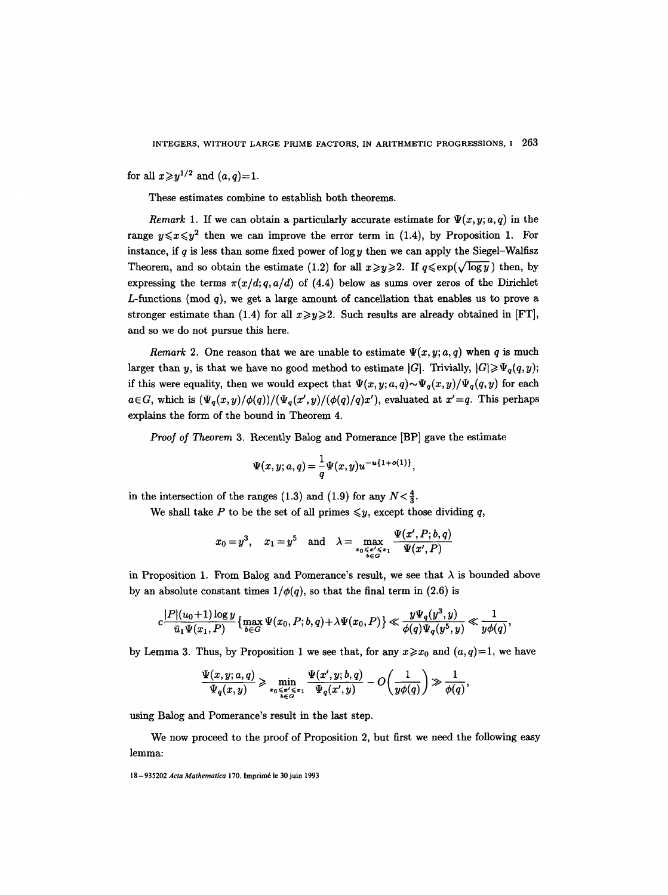for all $x \geqslant y^{1/2}$ and $(a,q)=1$.

These estimates combine to establish both theorems.

*Remark* 1. If we can obtain a particularly accurate estimate for $\Psi(x,y;a,q)$ in the range $y \leqslant x \leqslant y^2$ then we can improve the error term in (1.4), by Proposition 1. For instance, if $q$ is less than some fixed power of $\log y$ then we can apply the Siegel–Walfisz Theorem, and so obtain the estimate (1.2) for all $x \geqslant y \geqslant 2$. If $q \leqslant \exp(\sqrt{\log y})$ then, by expressing the terms $\pi(x/d; q, a/d)$ of (4.4) below as sums over zeros of the Dirichlet $L$-functions (mod $q$), we get a large amount of cancellation that enables us to prove a stronger estimate than (1.4) for all $x \geqslant y \geqslant 2$. Such results are already obtained in [FT], and so we do not pursue this here.

*Remark* 2. One reason that we are unable to estimate $\Psi(x,y;a,q)$ when $q$ is much larger than $y$, is that we have no good method to estimate $|G|$. Trivially, $|G| \geqslant \Psi_q(q,y)$; if this were equality, then we would expect that $\Psi(x,y;a,q) \sim \Psi_q(x,y)/\Psi_q(q,y)$ for each $a \in G$, which is $(\Psi_q(x,y)/\phi(q))/(\Psi_q(x',y)/(\phi(q)/q)x')$, evaluated at $x'=q$. This perhaps explains the form of the bound in Theorem 4.

*Proof of Theorem* 3. Recently Balog and Pomerance [BP] gave the estimate

$$\Psi(x,y;a,q) = \frac{1}{q}\Psi(x,y)u^{-u\{1+o(1)\}},$$

in the intersection of the ranges (1.3) and (1.9) for any $N < \frac{4}{3}$.

We shall take $P$ to be the set of all primes $\leqslant y$, except those dividing $q$,

$$x_0 = y^3, \quad x_1 = y^5 \quad \text{and} \quad \lambda = \max_{\substack{x_0 \leqslant x' \leqslant x_1 \\ b \in G}} \frac{\Psi(x',P;b,q)}{\Psi(x',P)}$$

in Proposition 1. From Balog and Pomerance's result, we see that $\lambda$ is bounded above by an absolute constant times $1/\phi(q)$, so that the final term in (2.6) is

$$c\frac{|P|(u_0+1)\log y}{\bar{u}_1 \Psi(x_1,P)}\{\max_{b\in G} \Psi(x_0,P;b,q) + \lambda \Psi(x_0,P)\} \ll \frac{y\Psi_q(y^3,y)}{\phi(q)\Psi_q(y^5,y)} \ll \frac{1}{y\phi(q)},$$

by Lemma 3. Thus, by Proposition 1 we see that, for any $x \geqslant x_0$ and $(a,q)=1$, we have

$$\frac{\Psi(x,y;a,q)}{\Psi_q(x,y)} \geqslant \min_{\substack{x_0 \leqslant x' \leqslant x_1 \\ b \in G}} \frac{\Psi(x',y;b,q)}{\Psi_q(x',y)} - O\left(\frac{1}{y\phi(q)}\right) \gg \frac{1}{\phi(q)},$$

using Balog and Pomerance's result in the last step.

We now proceed to the proof of Proposition 2, but first we need the following easy lemma: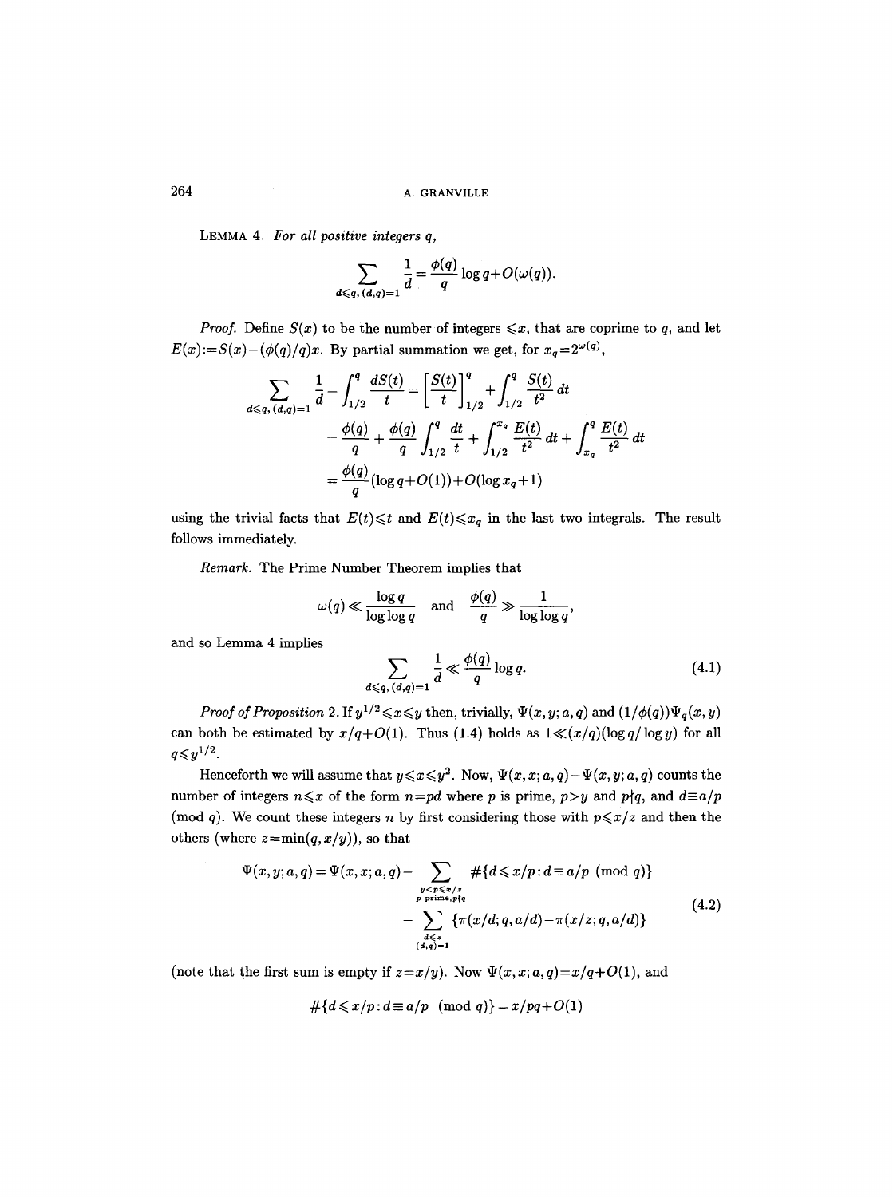**Lemma 4.** *For all positive integers $q$,*

$$\sum_{d\leqslant q,\,(d,q)=1} \frac{1}{d} = \frac{\phi(q)}{q}\log q + O(\omega(q)).$$

*Proof.* Define $S(x)$ to be the number of integers $\leqslant x$, that are coprime to $q$, and let $E(x) := S(x) - (\phi(q)/q)x$. By partial summation we get, for $x_q = 2^{\omega(q)}$,

$$\begin{aligned}
\sum_{d\leqslant q,\,(d,q)=1} \frac{1}{d} &= \int_{1/2}^{q} \frac{dS(t)}{t} = \left[\frac{S(t)}{t}\right]_{1/2}^{q} + \int_{1/2}^{q} \frac{S(t)}{t^2}\,dt \\
&= \frac{\phi(q)}{q} + \frac{\phi(q)}{q}\int_{1/2}^{q} \frac{dt}{t} + \int_{1/2}^{x_q} \frac{E(t)}{t^2}\,dt + \int_{x_q}^{q} \frac{E(t)}{t^2}\,dt \\
&= \frac{\phi(q)}{q}(\log q + O(1)) + O(\log x_q + 1)
\end{aligned}$$

using the trivial facts that $E(t) \leqslant t$ and $E(t) \leqslant x_q$ in the last two integrals. The result follows immediately.

*Remark.* The Prime Number Theorem implies that

$$\omega(q) \ll \frac{\log q}{\log\log q} \quad \text{and} \quad \frac{\phi(q)}{q} \gg \frac{1}{\log\log q},$$

and so Lemma 4 implies

$$\sum_{d\leqslant q,\,(d,q)=1} \frac{1}{d} \ll \frac{\phi(q)}{q}\log q. \tag{4.1}$$

*Proof of Proposition* 2. If $y^{1/2} \leqslant x \leqslant y$ then, trivially, $\Psi(x, y; a, q)$ and $(1/\phi(q))\Psi_q(x, y)$ can both be estimated by $x/q + O(1)$. Thus (1.4) holds as $1 \ll (x/q)(\log q/\log y)$ for all $q \leqslant y^{1/2}$.

Henceforth we will assume that $y \leqslant x \leqslant y^2$. Now, $\Psi(x, x; a, q) - \Psi(x, y; a, q)$ counts the number of integers $n \leqslant x$ of the form $n = pd$ where $p$ is prime, $p > y$ and $p \nmid q$, and $d \equiv a/p \pmod q$. We count these integers $n$ by first considering those with $p \leqslant x/z$ and then the others (where $z = \min(q, x/y)$), so that

$$\begin{aligned}
\Psi(x, y; a, q) = \Psi(x, x; a, q) &- \sum_{\substack{y<p\leqslant x/z \\ p \text{ prime}, p\nmid q}} \#\{d \leqslant x/p : d \equiv a/p \pmod q\} \\
&- \sum_{\substack{d\leqslant z \\ (d,q)=1}} \{\pi(x/d; q, a/d) - \pi(x/z; q, a/d)\}
\end{aligned} \tag{4.2}$$

(note that the first sum is empty if $z = x/y$). Now $\Psi(x, x; a, q) = x/q + O(1)$, and

$$\#\{d \leqslant x/p : d \equiv a/p \pmod q\} = x/pq + O(1)$$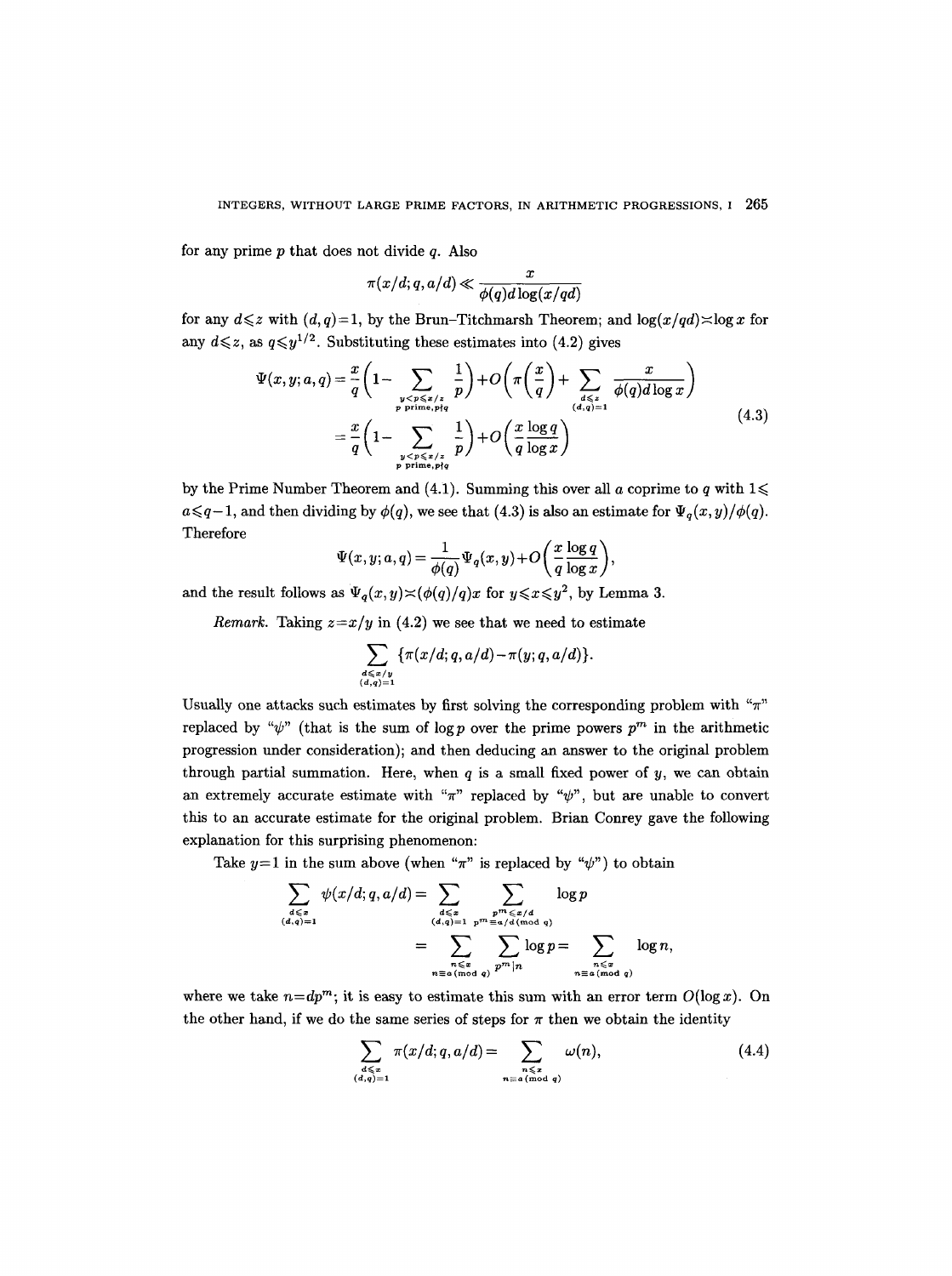for any prime $p$ that does not divide $q$. Also

$$\pi(x/d;q,a/d) \ll \frac{x}{\phi(q)d\log(x/qd)}$$

for any $d \leqslant z$ with $(d,q)=1$, by the Brun–Titchmarsh Theorem; and $\log(x/qd) \asymp \log x$ for any $d \leqslant z$, as $q \leqslant y^{1/2}$. Substituting these estimates into (4.2) gives

$$\begin{aligned}
\Psi(x,y;a,q) &= \frac{x}{q}\Bigg(1 - \sum_{\substack{y<p\leqslant x/z \\ p \text{ prime}, p\nmid q}} \frac{1}{p}\Bigg) + O\Bigg(\pi\left(\frac{x}{q}\right) + \sum_{\substack{d\leqslant z \\ (d,q)=1}} \frac{x}{\phi(q)d\log x}\Bigg) \\
&= \frac{x}{q}\Bigg(1 - \sum_{\substack{y<p\leqslant x/z \\ p \text{ prime}, p\nmid q}} \frac{1}{p}\Bigg) + O\left(\frac{x}{q}\frac{\log q}{\log x}\right)
\end{aligned} \tag{4.3}$$

by the Prime Number Theorem and (4.1). Summing this over all $a$ coprime to $q$ with $1 \leqslant a \leqslant q-1$, and then dividing by $\phi(q)$, we see that (4.3) is also an estimate for $\Psi_q(x,y)/\phi(q)$. Therefore

$$\Psi(x,y;a,q) = \frac{1}{\phi(q)}\Psi_q(x,y) + O\left(\frac{x}{q}\frac{\log q}{\log x}\right),$$

and the result follows as $\Psi_q(x,y) \asymp (\phi(q)/q)x$ for $y \leqslant x \leqslant y^2$, by Lemma 3.

*Remark.* Taking $z=x/y$ in (4.2) we see that we need to estimate

$$\sum_{\substack{d\leqslant x/y \\ (d,q)=1}} \{\pi(x/d;q,a/d) - \pi(y;q,a/d)\}.$$

Usually one attacks such estimates by first solving the corresponding problem with "$\pi$" replaced by "$\psi$" (that is the sum of $\log p$ over the prime powers $p^m$ in the arithmetic progression under consideration); and then deducing an answer to the original problem through partial summation. Here, when $q$ is a small fixed power of $y$, we can obtain an extremely accurate estimate with "$\pi$" replaced by "$\psi$", but are unable to convert this to an accurate estimate for the original problem. Brian Conrey gave the following explanation for this surprising phenomenon:

Take $y=1$ in the sum above (when "$\pi$" is replaced by "$\psi$") to obtain

$$\begin{aligned}
\sum_{\substack{d\leqslant x \\ (d,q)=1}} \psi(x/d;q,a/d) &= \sum_{\substack{d\leqslant x \\ (d,q)=1}} \sum_{\substack{p^m\leqslant x/d \\ p^m\equiv a/d \,(\text{mod } q)}} \log p \\
&= \sum_{\substack{n\leqslant x \\ n\equiv a \,(\text{mod } q)}} \sum_{p^m \mid n} \log p = \sum_{\substack{n\leqslant x \\ n\equiv a \,(\text{mod } q)}} \log n,
\end{aligned}$$

where we take $n=dp^m$; it is easy to estimate this sum with an error term $O(\log x)$. On the other hand, if we do the same series of steps for $\pi$ then we obtain the identity

$$\sum_{\substack{d\leqslant x \\ (d,q)=1}} \pi(x/d;q,a/d) = \sum_{\substack{n\leqslant x \\ n\equiv a \,(\text{mod } q)}} \omega(n), \tag{4.4}$$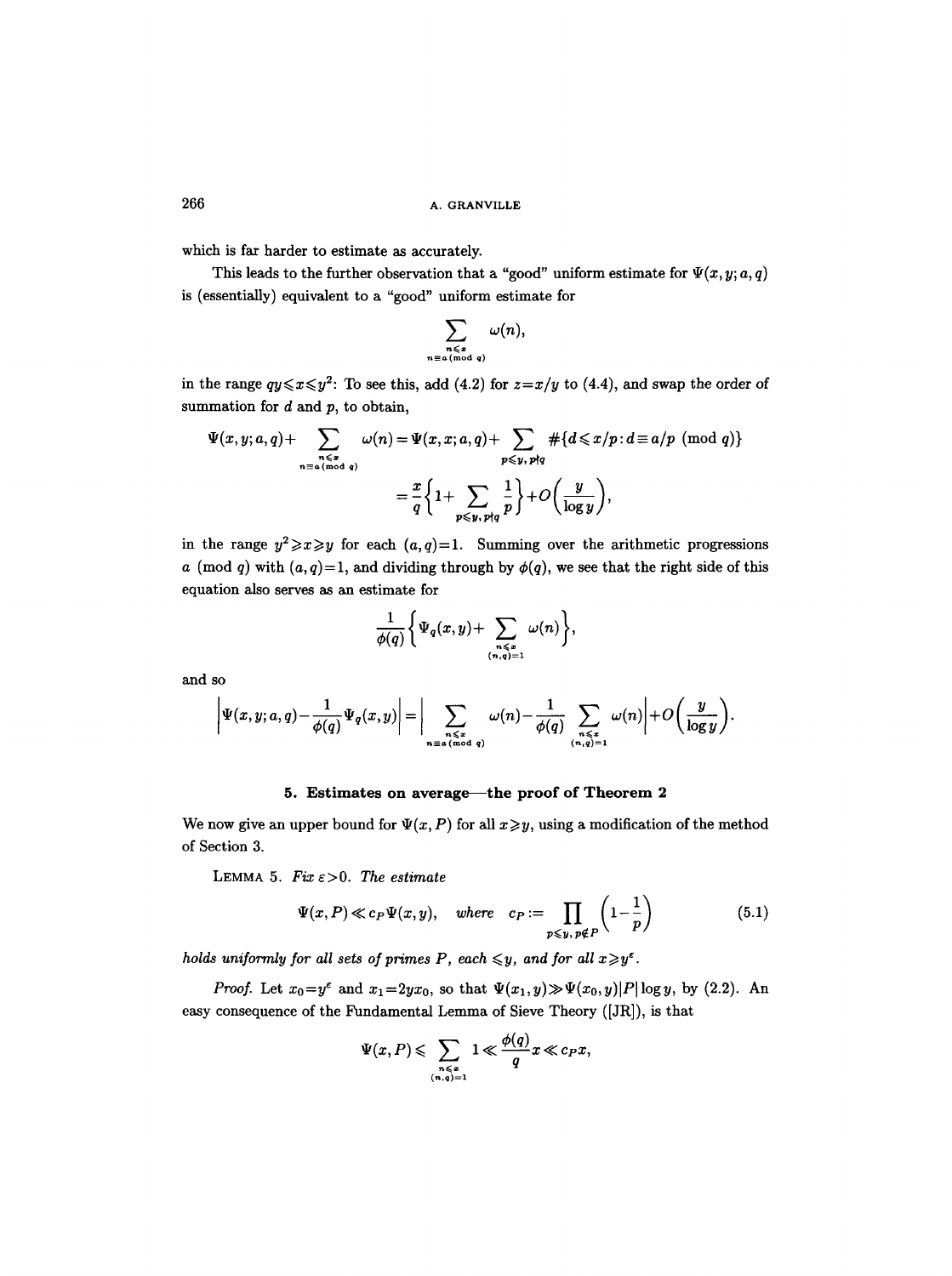which is far harder to estimate as accurately.

This leads to the further observation that a "good" uniform estimate for $\Psi(x,y;a,q)$ is (essentially) equivalent to a "good" uniform estimate for

$$\sum_{\substack{n\leqslant x\\ n\equiv a \pmod q}} \omega(n),$$

in the range $qy\leqslant x\leqslant y^2$: To see this, add (4.2) for $z=x/y$ to (4.4), and swap the order of summation for $d$ and $p$, to obtain,

$$\begin{aligned}\Psi(x,y;a,q)+\sum_{\substack{n\leqslant x\\ n\equiv a \pmod q}} \omega(n) &= \Psi(x,x;a,q)+\sum_{p\leqslant y,\, p\nmid q} \#\{d\leqslant x/p : d\equiv a/p \pmod q\}\\ &= \frac{x}{q}\biggl\{1+\sum_{p\leqslant y,\, p\nmid q}\frac{1}{p}\biggr\}+O\biggl(\frac{y}{\log y}\biggr),\end{aligned}$$

in the range $y^2\geqslant x\geqslant y$ for each $(a,q)=1$. Summing over the arithmetic progressions $a \pmod q$ with $(a,q)=1$, and dividing through by $\phi(q)$, we see that the right side of this equation also serves as an estimate for

$$\frac{1}{\phi(q)}\biggl\{\Psi_q(x,y)+\sum_{\substack{n\leqslant x\\ (n,q)=1}}\omega(n)\biggr\},$$

and so

$$\biggl|\Psi(x,y;a,q)-\frac{1}{\phi(q)}\Psi_q(x,y)\biggr| = \biggl|\sum_{\substack{n\leqslant x\\ n\equiv a \pmod q}}\omega(n)-\frac{1}{\phi(q)}\sum_{\substack{n\leqslant x\\ (n,q)=1}}\omega(n)\biggr|+O\biggl(\frac{y}{\log y}\biggr).$$

## 5. Estimates on average—the proof of Theorem 2

We now give an upper bound for $\Psi(x,P)$ for all $x\geqslant y$, using a modification of the method of Section 3.

LEMMA 5. *Fix* $\varepsilon>0$. *The estimate*

$$\Psi(x,P)\ll c_P\Psi(x,y), \quad \text{where} \quad c_P:=\prod_{p\leqslant y,\, p\notin P}\biggl(1-\frac{1}{p}\biggr) \tag{5.1}$$

*holds uniformly for all sets of primes* $P$, *each* $\leqslant y$, *and for all* $x\geqslant y^\varepsilon$.

*Proof.* Let $x_0=y^\varepsilon$ and $x_1=2yx_0$, so that $\Psi(x_1,y)\gg\Psi(x_0,y)|P|\log y$, by (2.2). An easy consequence of the Fundamental Lemma of Sieve Theory ([JR]), is that

$$\Psi(x,P)\leqslant\sum_{\substack{n\leqslant x\\ (n,q)=1}}1\ll\frac{\phi(q)}{q}x\ll c_P x,$$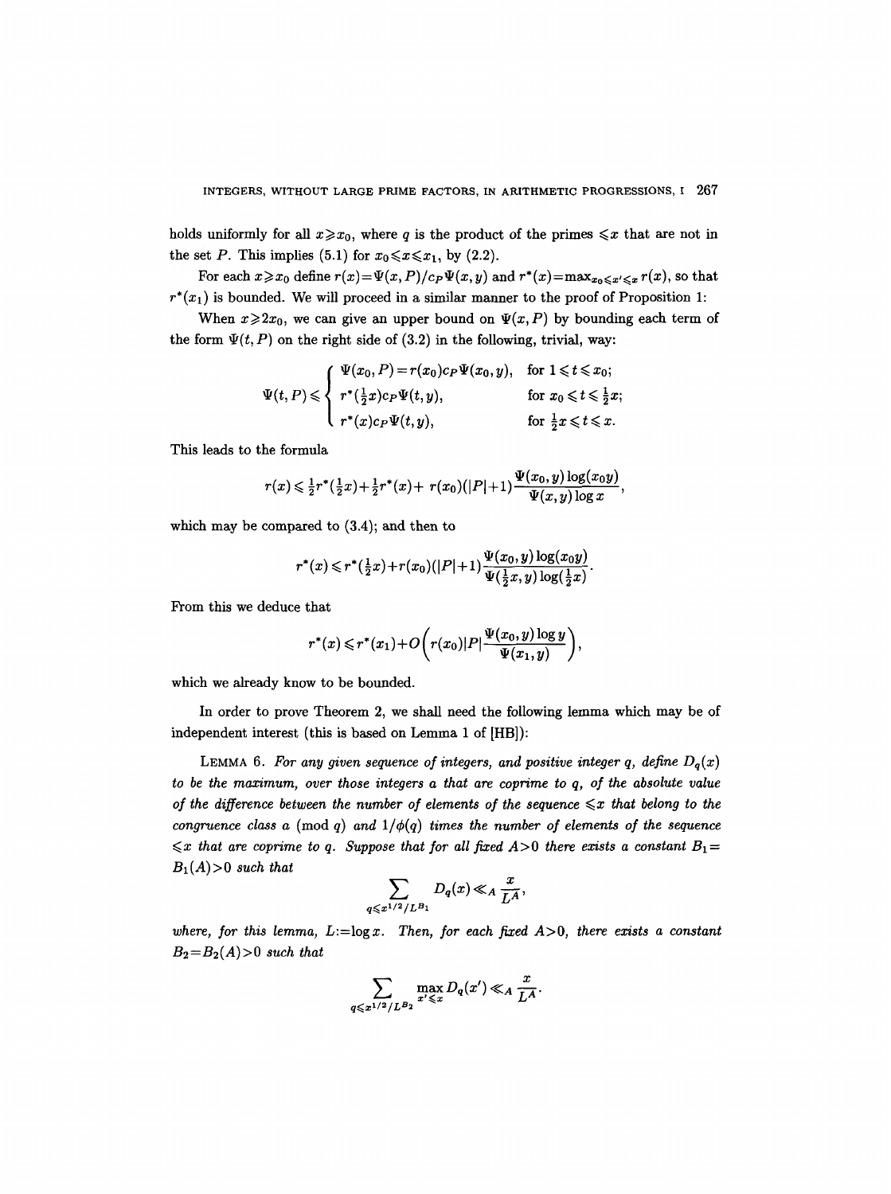holds uniformly for all $x \geqslant x_0$, where $q$ is the product of the primes $\leqslant x$ that are not in the set $P$. This implies (5.1) for $x_0 \leqslant x \leqslant x_1$, by (2.2).

For each $x \geqslant x_0$ define $r(x) = \Psi(x,P)/c_P\Psi(x,y)$ and $r^*(x) = \max_{x_0 \leqslant x' \leqslant x} r(x)$, so that $r^*(x_1)$ is bounded. We will proceed in a similar manner to the proof of Proposition 1:

When $x \geqslant 2x_0$, we can give an upper bound on $\Psi(x,P)$ by bounding each term of the form $\Psi(t,P)$ on the right side of (3.2) in the following, trivial, way:

$$
\Psi(t,P) \leqslant \begin{cases} \Psi(x_0,P) = r(x_0)c_P\Psi(x_0,y), & \text{for } 1 \leqslant t \leqslant x_0; \\ r^*(\tfrac{1}{2}x)c_P\Psi(t,y), & \text{for } x_0 \leqslant t \leqslant \tfrac{1}{2}x; \\ r^*(x)c_P\Psi(t,y), & \text{for } \tfrac{1}{2}x \leqslant t \leqslant x. \end{cases}
$$

This leads to the formula

$$
r(x) \leqslant \tfrac{1}{2}r^*(\tfrac{1}{2}x) + \tfrac{1}{2}r^*(x) + r(x_0)(|P|+1)\frac{\Psi(x_0,y)\log(x_0 y)}{\Psi(x,y)\log x},
$$

which may be compared to (3.4); and then to

$$
r^*(x) \leqslant r^*(\tfrac{1}{2}x) + r(x_0)(|P|+1)\frac{\Psi(x_0,y)\log(x_0 y)}{\Psi(\frac{1}{2}x,y)\log(\frac{1}{2}x)}.
$$

From this we deduce that

$$
r^*(x) \leqslant r^*(x_1) + O\left(r(x_0)|P|\frac{\Psi(x_0,y)\log y}{\Psi(x_1,y)}\right),
$$

which we already know to be bounded.

In order to prove Theorem 2, we shall need the following lemma which may be of independent interest (this is based on Lemma 1 of [HB]):

LEMMA 6. *For any given sequence of integers, and positive integer $q$, define $D_q(x)$ to be the maximum, over those integers $a$ that are coprime to $q$, of the absolute value of the difference between the number of elements of the sequence $\leqslant x$ that belong to the congruence class $a \pmod q$ and $1/\phi(q)$ times the number of elements of the sequence $\leqslant x$ that are coprime to $q$. Suppose that for all fixed $A>0$ there exists a constant $B_1 = B_1(A) > 0$ such that*

$$
\sum_{q \leqslant x^{1/2}/L^{B_1}} D_q(x) \ll_A \frac{x}{L^A},
$$

*where, for this lemma, $L := \log x$. Then, for each fixed $A>0$, there exists a constant $B_2 = B_2(A) > 0$ such that*

$$
\sum_{q \leqslant x^{1/2}/L^{B_2}} \max_{x' \leqslant x} D_q(x') \ll_A \frac{x}{L^A}.
$$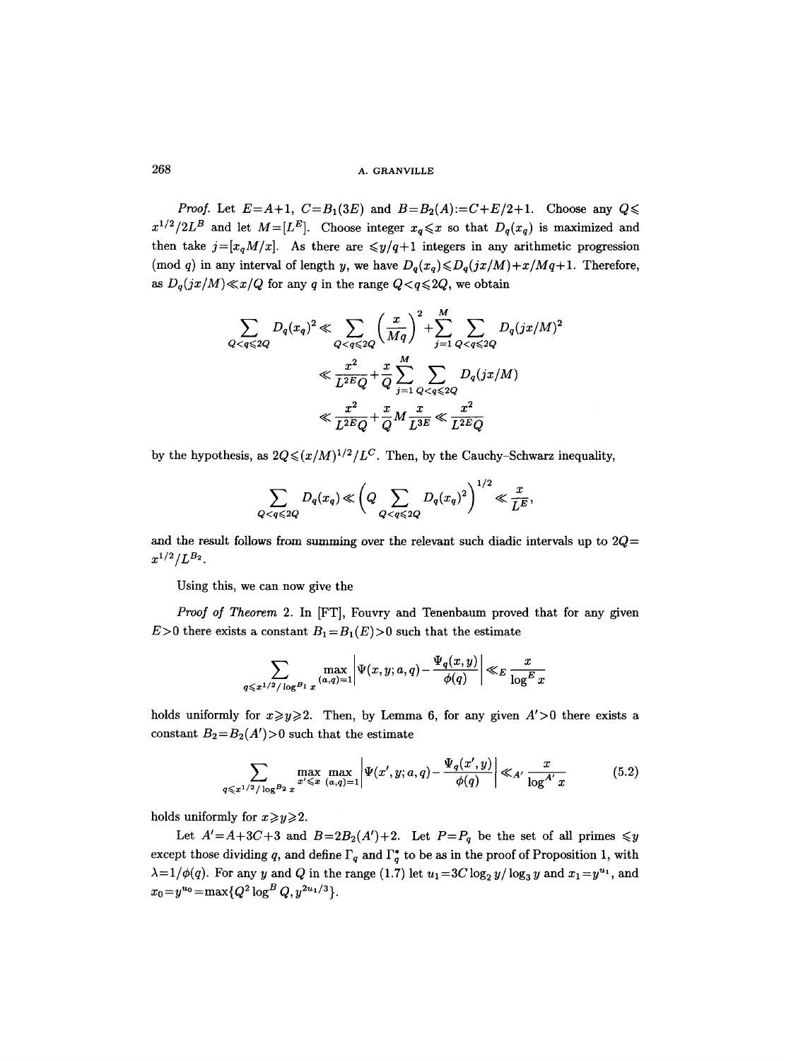*Proof.* Let $E=A+1$, $C=B_1(3E)$ and $B=B_2(A):=C+E/2+1$. Choose any $Q\leqslant x^{1/2}/2L^B$ and let $M=[L^E]$. Choose integer $x_q\leqslant x$ so that $D_q(x_q)$ is maximized and then take $j=[x_qM/x]$. As there are $\leqslant y/q+1$ integers in any arithmetic progression (mod $q$) in any interval of length $y$, we have $D_q(x_q)\leqslant D_q(jx/M)+x/Mq+1$. Therefore, as $D_q(jx/M)\ll x/Q$ for any $q$ in the range $Q<q\leqslant 2Q$, we obtain

$$\begin{aligned}
\sum_{Q<q\leqslant 2Q} D_q(x_q)^2 &\ll \sum_{Q<q\leqslant 2Q}\left(\frac{x}{Mq}\right)^2+\sum_{j=1}^{M}\sum_{Q<q\leqslant 2Q} D_q(jx/M)^2\\
&\ll \frac{x^2}{L^{2E}Q}+\frac{x}{Q}\sum_{j=1}^{M}\sum_{Q<q\leqslant 2Q} D_q(jx/M)\\
&\ll \frac{x^2}{L^{2E}Q}+\frac{x}{Q}M\frac{x}{L^{3E}}\ll\frac{x^2}{L^{2E}Q}
\end{aligned}$$

by the hypothesis, as $2Q\leqslant (x/M)^{1/2}/L^C$. Then, by the Cauchy–Schwarz inequality,

$$\sum_{Q<q\leqslant 2Q} D_q(x_q)\ll\left(Q\sum_{Q<q\leqslant 2Q} D_q(x_q)^2\right)^{1/2}\ll\frac{x}{L^E},$$

and the result follows from summing over the relevant such diadic intervals up to $2Q=x^{1/2}/L^{B_2}$.

Using this, we can now give the

*Proof of Theorem* 2. In [FT], Fouvry and Tenenbaum proved that for any given $E>0$ there exists a constant $B_1=B_1(E)>0$ such that the estimate

$$\sum_{q\leqslant x^{1/2}/\log^{B_1}x}\ \max_{(a,q)=1}\left|\Psi(x,y;a,q)-\frac{\Psi_q(x,y)}{\phi(q)}\right|\ll_E\frac{x}{\log^E x}$$

holds uniformly for $x\geqslant y\geqslant 2$. Then, by Lemma 6, for any given $A'>0$ there exists a constant $B_2=B_2(A')>0$ such that the estimate

$$\sum_{q\leqslant x^{1/2}/\log^{B_2}x}\ \max_{x'\leqslant x}\ \max_{(a,q)=1}\left|\Psi(x',y;a,q)-\frac{\Psi_q(x',y)}{\phi(q)}\right|\ll_{A'}\frac{x}{\log^{A'}x}\tag{5.2}$$

holds uniformly for $x\geqslant y\geqslant 2$.

Let $A'=A+3C+3$ and $B=2B_2(A')+2$. Let $P=P_q$ be the set of all primes $\leqslant y$ except those dividing $q$, and define $\Gamma_q$ and $\Gamma_q^*$ to be as in the proof of Proposition 1, with $\lambda=1/\phi(q)$. For any $y$ and $Q$ in the range (1.7) let $u_1=3C\log_2 y/\log_3 y$ and $x_1=y^{u_1}$, and $x_0=y^{u_0}=\max\{Q^2\log^B Q, y^{2u_1/3}\}$.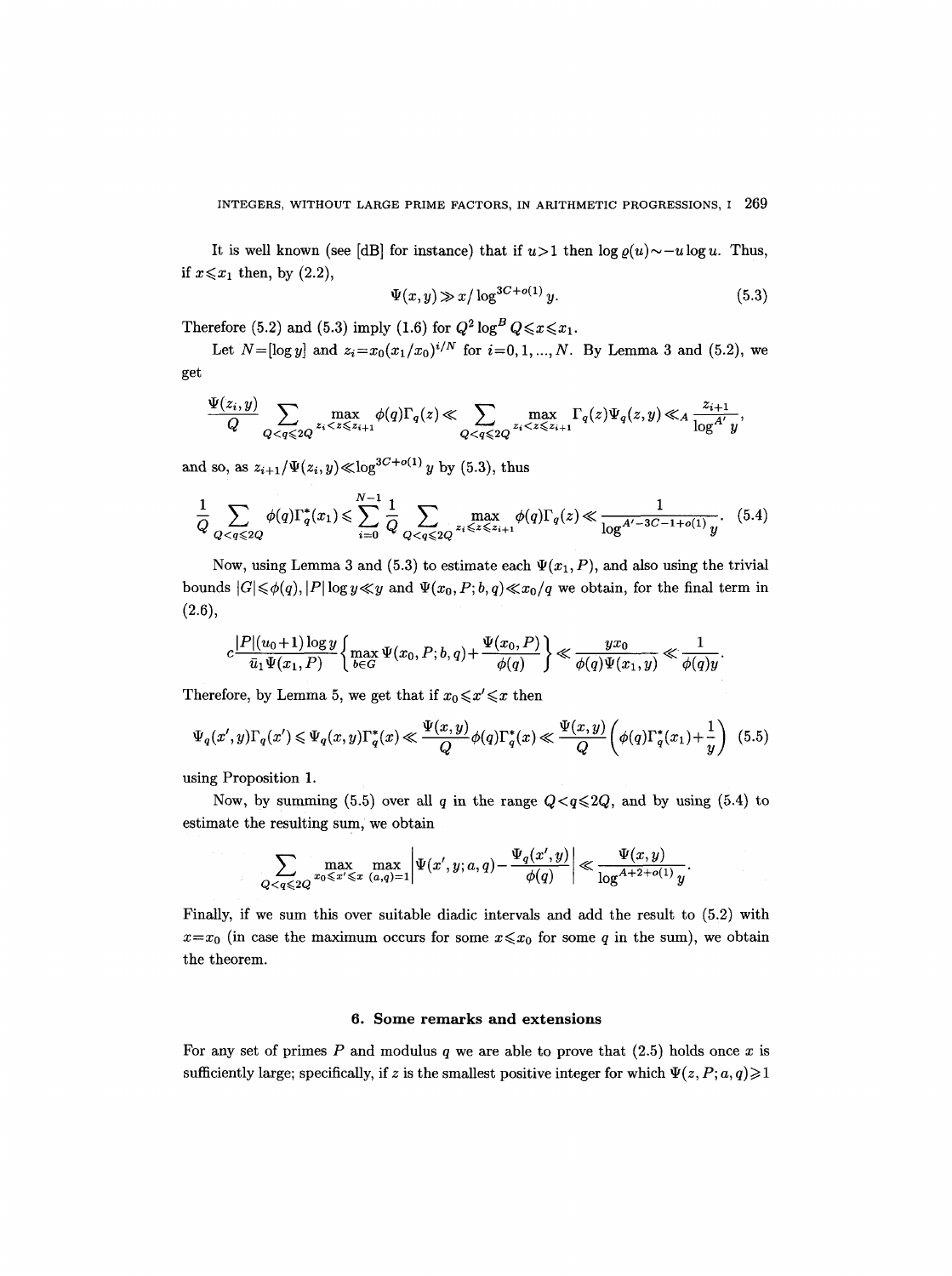It is well known (see [dB] for instance) that if $u>1$ then $\log \varrho(u) \sim -u \log u$. Thus, if $x \leqslant x_1$ then, by (2.2),

$$\Psi(x,y) \gg x/\log^{3C+o(1)} y. \tag{5.3}$$

Therefore (5.2) and (5.3) imply (1.6) for $Q^2 \log^B Q \leqslant x \leqslant x_1$.

Let $N=[\log y]$ and $z_i = x_0(x_1/x_0)^{i/N}$ for $i=0,1,\ldots,N$. By Lemma 3 and (5.2), we get

$$\frac{\Psi(z_i,y)}{Q} \sum_{Q<q\leqslant 2Q} \max_{z_i<z\leqslant z_{i+1}} \phi(q)\Gamma_q(z) \ll \sum_{Q<q\leqslant 2Q} \max_{z_i<z\leqslant z_{i+1}} \Gamma_q(z)\Psi_q(z,y) \ll_A \frac{z_{i+1}}{\log^{A'} y},$$

and so, as $z_{i+1}/\Psi(z_i,y) \ll \log^{3C+o(1)} y$ by (5.3), thus

$$\frac{1}{Q}\sum_{Q<q\leqslant 2Q} \phi(q)\Gamma_q^*(x_1) \leqslant \sum_{i=0}^{N-1} \frac{1}{Q} \sum_{Q<q\leqslant 2Q} \max_{z_i\leqslant z\leqslant z_{i+1}} \phi(q)\Gamma_q(z) \ll \frac{1}{\log^{A'-3C-1+o(1)} y}. \tag{5.4}$$

Now, using Lemma 3 and (5.3) to estimate each $\Psi(x_1,P)$, and also using the trivial bounds $|G|\leqslant \phi(q)$, $|P|\log y \ll y$ and $\Psi(x_0,P;b,q)\ll x_0/q$ we obtain, for the final term in (2.6),

$$c\frac{|P|(u_0+1)\log y}{\bar{u}_1\Psi(x_1,P)}\left\{\max_{b\in G}\Psi(x_0,P;b,q)+\frac{\Psi(x_0,P)}{\phi(q)}\right\} \ll \frac{yx_0}{\phi(q)\Psi(x_1,y)} \ll \frac{1}{\phi(q)y}.$$

Therefore, by Lemma 5, we get that if $x_0\leqslant x'\leqslant x$ then

$$\Psi_q(x',y)\Gamma_q(x') \leqslant \Psi_q(x,y)\Gamma_q^*(x) \ll \frac{\Psi(x,y)}{Q}\phi(q)\Gamma_q^*(x) \ll \frac{\Psi(x,y)}{Q}\left(\phi(q)\Gamma_q^*(x_1)+\frac{1}{y}\right) \tag{5.5}$$

using Proposition 1.

Now, by summing (5.5) over all $q$ in the range $Q<q\leqslant 2Q$, and by using (5.4) to estimate the resulting sum, we obtain

$$\sum_{Q<q\leqslant 2Q} \max_{x_0\leqslant x'\leqslant x} \max_{(a,q)=1} \left|\Psi(x',y;a,q) - \frac{\Psi_q(x',y)}{\phi(q)}\right| \ll \frac{\Psi(x,y)}{\log^{A+2+o(1)} y}.$$

Finally, if we sum this over suitable diadic intervals and add the result to (5.2) with $x=x_0$ (in case the maximum occurs for some $x\leqslant x_0$ for some $q$ in the sum), we obtain the theorem.

## 6. Some remarks and extensions

For any set of primes $P$ and modulus $q$ we are able to prove that (2.5) holds once $x$ is sufficiently large; specifically, if $z$ is the smallest positive integer for which $\Psi(z,P;a,q)\geqslant 1$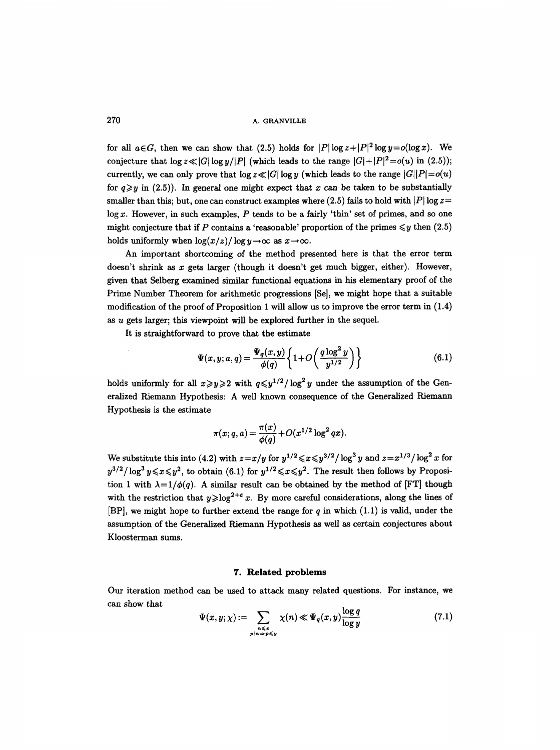for all $a \in G$, then we can show that (2.5) holds for $|P| \log z + |P|^2 \log y = o(\log x)$. We conjecture that $\log z \ll |G| \log y / |P|$ (which leads to the range $|G| + |P|^2 = o(u)$ in (2.5)); currently, we can only prove that $\log z \ll |G| \log y$ (which leads to the range $|G||P| = o(u)$ for $q \geqslant y$ in (2.5)). In general one might expect that $x$ can be taken to be substantially smaller than this; but, one can construct examples where (2.5) fails to hold with $|P| \log z = \log x$. However, in such examples, $P$ tends to be a fairly 'thin' set of primes, and so one might conjecture that if $P$ contains a 'reasonable' proportion of the primes $\leqslant y$ then (2.5) holds uniformly when $\log(x/z)/\log y \to \infty$ as $x \to \infty$.

An important shortcoming of the method presented here is that the error term doesn't shrink as $x$ gets larger (though it doesn't get much bigger, either). However, given that Selberg examined similar functional equations in his elementary proof of the Prime Number Theorem for arithmetic progressions [Se], we might hope that a suitable modification of the proof of Proposition 1 will allow us to improve the error term in (1.4) as $u$ gets larger; this viewpoint will be explored further in the sequel.

It is straightforward to prove that the estimate

$$\Psi(x, y; a, q) = \frac{\Psi_q(x, y)}{\phi(q)} \left\{ 1 + O\left( \frac{q \log^2 y}{y^{1/2}} \right) \right\} \tag{6.1}$$

holds uniformly for all $x \geqslant y \geqslant 2$ with $q \leqslant y^{1/2} / \log^2 y$ under the assumption of the Generalized Riemann Hypothesis: A well known consequence of the Generalized Riemann Hypothesis is the estimate

$$\pi(x; q, a) = \frac{\pi(x)}{\phi(q)} + O(x^{1/2} \log^2 qx).$$

We substitute this into (4.2) with $z = x/y$ for $y^{1/2} \leqslant x \leqslant y^{3/2} / \log^3 y$ and $z = x^{1/3} / \log^2 x$ for $y^{3/2} / \log^3 y \leqslant x \leqslant y^2$, to obtain (6.1) for $y^{1/2} \leqslant x \leqslant y^2$. The result then follows by Proposition 1 with $\lambda = 1/\phi(q)$. A similar result can be obtained by the method of [FT] though with the restriction that $y \geqslant \log^{2+\varepsilon} x$. By more careful considerations, along the lines of [BP], we might hope to further extend the range for $q$ in which (1.1) is valid, under the assumption of the Generalized Riemann Hypothesis as well as certain conjectures about Kloosterman sums.

## 7. Related problems

Our iteration method can be used to attack many related questions. For instance, we can show that

$$\Psi(x, y; \chi) := \sum_{\substack{n \leqslant x \\ p | n \Rightarrow p \leqslant y}} \chi(n) \ll \Psi_q(x, y) \frac{\log q}{\log y} \tag{7.1}$$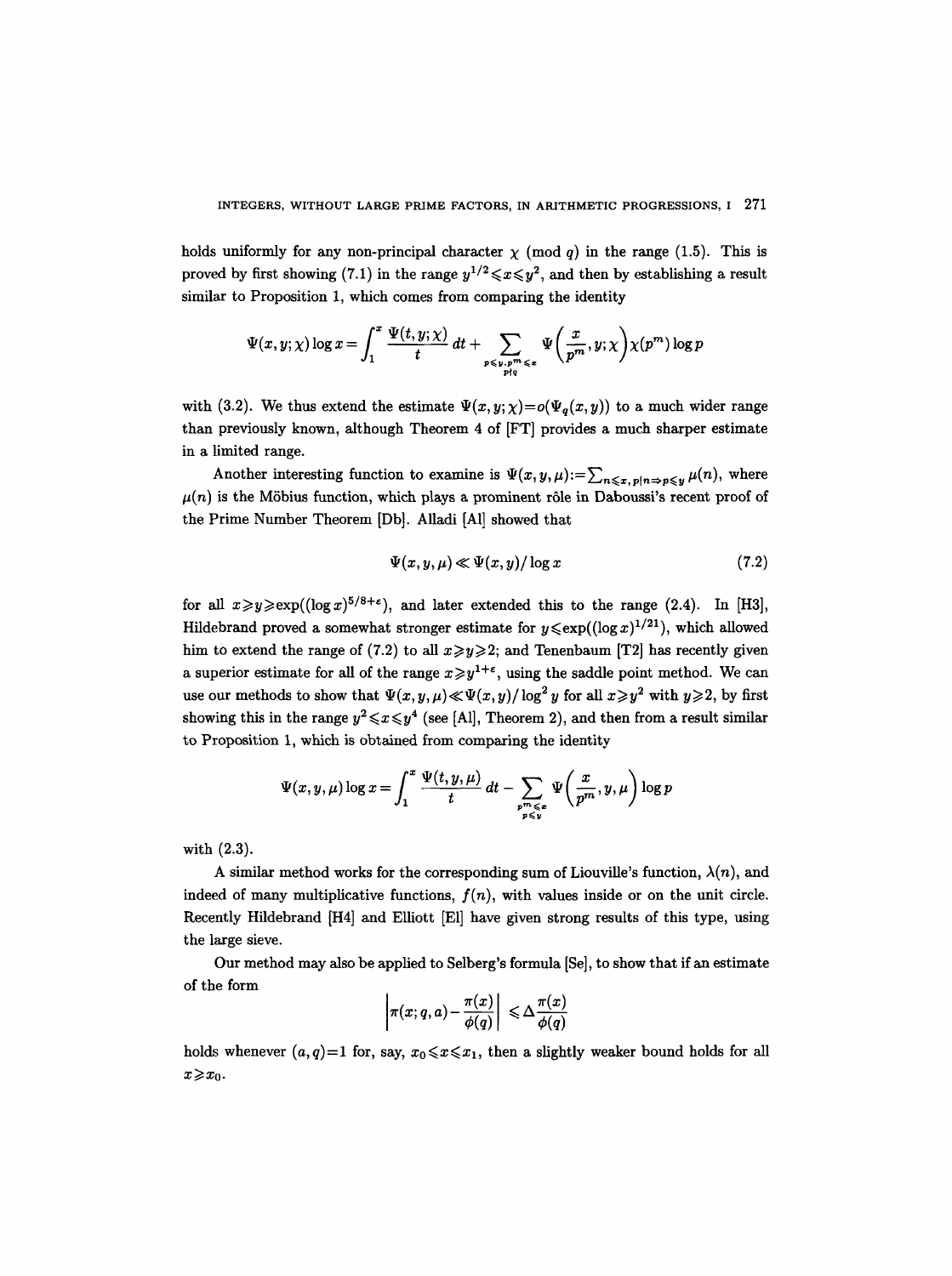holds uniformly for any non-principal character $\chi \pmod q$ in the range (1.5). This is proved by first showing (7.1) in the range $y^{1/2} \leqslant x \leqslant y^2$, and then by establishing a result similar to Proposition 1, which comes from comparing the identity

$$\Psi(x,y;\chi)\log x = \int_1^x \frac{\Psi(t,y;\chi)}{t}\,dt + \sum_{\substack{p\leqslant y,\, p^m\leqslant x\\ p\nmid q}} \Psi\Big(\frac{x}{p^m},y;\chi\Big)\chi(p^m)\log p$$

with (3.2). We thus extend the estimate $\Psi(x,y;\chi)=o(\Psi_q(x,y))$ to a much wider range than previously known, although Theorem 4 of [FT] provides a much sharper estimate in a limited range.

Another interesting function to examine is $\Psi(x,y,\mu):=\sum_{n\leqslant x,\, p|n\Rightarrow p\leqslant y} \mu(n)$, where $\mu(n)$ is the Möbius function, which plays a prominent rôle in Daboussi's recent proof of the Prime Number Theorem [Db]. Alladi [Al] showed that

$$\Psi(x,y,\mu) \ll \Psi(x,y)/\log x \tag{7.2}$$

for all $x\geqslant y\geqslant \exp((\log x)^{5/8+\varepsilon})$, and later extended this to the range (2.4). In [H3], Hildebrand proved a somewhat stronger estimate for $y\leqslant \exp((\log x)^{1/21})$, which allowed him to extend the range of (7.2) to all $x\geqslant y\geqslant 2$; and Tenenbaum [T2] has recently given a superior estimate for all of the range $x\geqslant y^{1+\varepsilon}$, using the saddle point method. We can use our methods to show that $\Psi(x,y,\mu)\ll \Psi(x,y)/\log^2 y$ for all $x\geqslant y^2$ with $y\geqslant 2$, by first showing this in the range $y^2\leqslant x\leqslant y^4$ (see [Al], Theorem 2), and then from a result similar to Proposition 1, which is obtained from comparing the identity

$$\Psi(x,y,\mu)\log x = \int_1^x \frac{\Psi(t,y,\mu)}{t}\,dt - \sum_{\substack{p^m\leqslant x\\ p\leqslant y}} \Psi\Big(\frac{x}{p^m},y,\mu\Big)\log p$$

with (2.3).

A similar method works for the corresponding sum of Liouville's function, $\lambda(n)$, and indeed of many multiplicative functions, $f(n)$, with values inside or on the unit circle. Recently Hildebrand [H4] and Elliott [El] have given strong results of this type, using the large sieve.

Our method may also be applied to Selberg's formula [Se], to show that if an estimate of the form

$$\left|\pi(x;q,a)-\frac{\pi(x)}{\phi(q)}\right| \leqslant \Delta\frac{\pi(x)}{\phi(q)}$$

holds whenever $(a,q)=1$ for, say, $x_0\leqslant x\leqslant x_1$, then a slightly weaker bound holds for all $x\geqslant x_0$.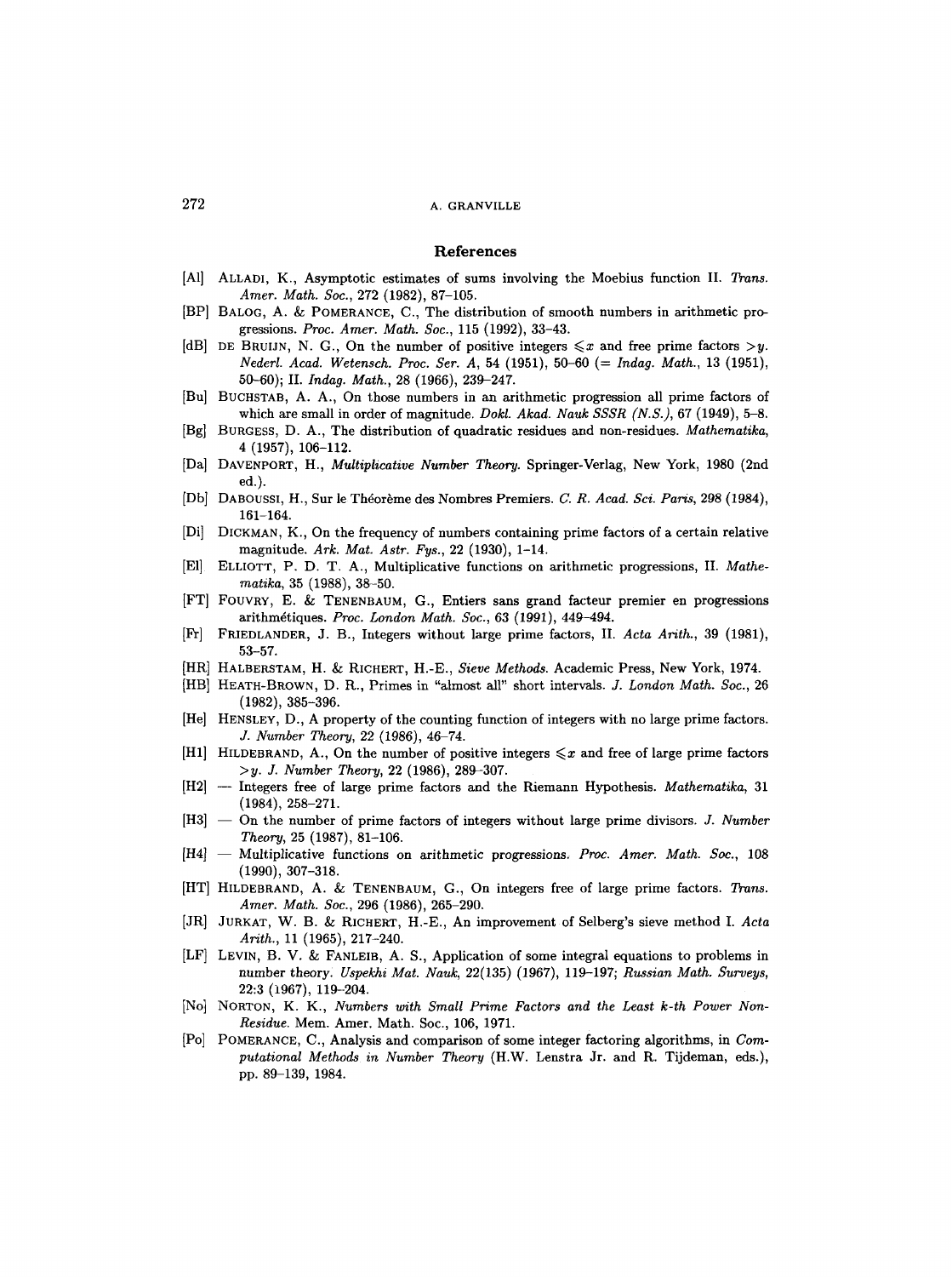## References

[Al] ALLADI, K., Asymptotic estimates of sums involving the Moebius function II. *Trans. Amer. Math. Soc.*, 272 (1982), 87–105.

[BP] BALOG, A. & POMERANCE, C., The distribution of smooth numbers in arithmetic progressions. *Proc. Amer. Math. Soc.*, 115 (1992), 33–43.

[dB] DE BRUIJN, N. G., On the number of positive integers $\leqslant x$ and free prime factors $>y$. *Nederl. Acad. Wetensch. Proc. Ser. A*, 54 (1951), 50–60 (= *Indag. Math.*, 13 (1951), 50–60); II. *Indag. Math.*, 28 (1966), 239–247.

[Bu] BUCHSTAB, A. A., On those numbers in an arithmetic progression all prime factors of which are small in order of magnitude. *Dokl. Akad. Nauk SSSR (N.S.)*, 67 (1949), 5–8.

[Bg] BURGESS, D. A., The distribution of quadratic residues and non-residues. *Mathematika*, 4 (1957), 106–112.

[Da] DAVENPORT, H., *Multiplicative Number Theory*. Springer-Verlag, New York, 1980 (2nd ed.).

[Db] DABOUSSI, H., Sur le Théorème des Nombres Premiers. *C. R. Acad. Sci. Paris*, 298 (1984), 161–164.

[Di] DICKMAN, K., On the frequency of numbers containing prime factors of a certain relative magnitude. *Ark. Mat. Astr. Fys.*, 22 (1930), 1–14.

[El] ELLIOTT, P. D. T. A., Multiplicative functions on arithmetic progressions, II. *Mathematika*, 35 (1988), 38–50.

[FT] FOUVRY, E. & TENENBAUM, G., Entiers sans grand facteur premier en progressions arithmétiques. *Proc. London Math. Soc.*, 63 (1991), 449–494.

[Fr] FRIEDLANDER, J. B., Integers without large prime factors, II. *Acta Arith.*, 39 (1981), 53–57.

[HR] HALBERSTAM, H. & RICHERT, H.-E., *Sieve Methods*. Academic Press, New York, 1974.

[HB] HEATH-BROWN, D. R., Primes in "almost all" short intervals. *J. London Math. Soc.*, 26 (1982), 385–396.

[He] HENSLEY, D., A property of the counting function of integers with no large prime factors. *J. Number Theory*, 22 (1986), 46–74.

[H1] HILDEBRAND, A., On the number of positive integers $\leqslant x$ and free of large prime factors $>y$. *J. Number Theory*, 22 (1986), 289–307.

[H2] — Integers free of large prime factors and the Riemann Hypothesis. *Mathematika*, 31 (1984), 258–271.

[H3] — On the number of prime factors of integers without large prime divisors. *J. Number Theory*, 25 (1987), 81–106.

[H4] — Multiplicative functions on arithmetic progressions. *Proc. Amer. Math. Soc.*, 108 (1990), 307–318.

[HT] HILDEBRAND, A. & TENENBAUM, G., On integers free of large prime factors. *Trans. Amer. Math. Soc.*, 296 (1986), 265–290.

[JR] JURKAT, W. B. & RICHERT, H.-E., An improvement of Selberg's sieve method I. *Acta Arith.*, 11 (1965), 217–240.

[LF] LEVIN, B. V. & FANLEIB, A. S., Application of some integral equations to problems in number theory. *Uspekhi Mat. Nauk*, 22(135) (1967), 119–197; *Russian Math. Surveys*, 22:3 (1967), 119–204.

[No] NORTON, K. K., *Numbers with Small Prime Factors and the Least k-th Power Non-Residue*. Mem. Amer. Math. Soc., 106, 1971.

[Po] POMERANCE, C., Analysis and comparison of some integer factoring algorithms, in *Computational Methods in Number Theory* (H.W. Lenstra Jr. and R. Tijdeman, eds.), pp. 89–139, 1984.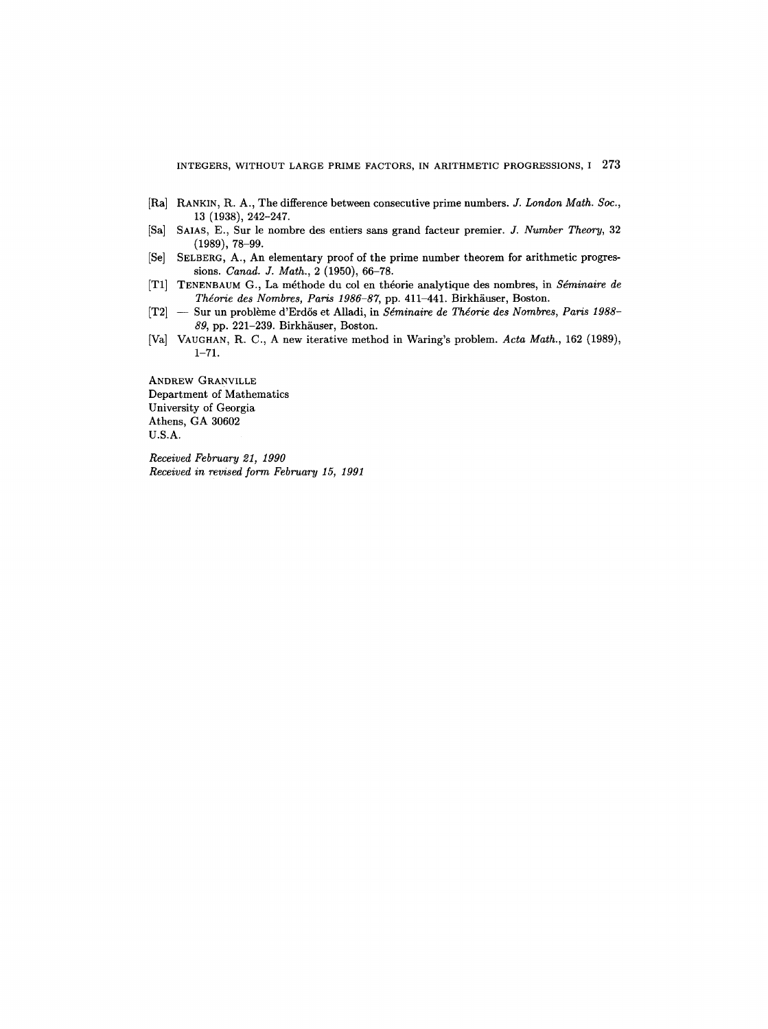[Ra] Rankin, R. A., The difference between consecutive prime numbers. *J. London Math. Soc.*, 13 (1938), 242–247.

[Sa] Saias, E., Sur le nombre des entiers sans grand facteur premier. *J. Number Theory*, 32 (1989), 78–99.

[Se] Selberg, A., An elementary proof of the prime number theorem for arithmetic progressions. *Canad. J. Math.*, 2 (1950), 66–78.

[T1] Tenenbaum G., La méthode du col en théorie analytique des nombres, in *Séminaire de Théorie des Nombres, Paris 1986–87*, pp. 411–441. Birkhäuser, Boston.

[T2] — Sur un problème d'Erdős et Alladi, in *Séminaire de Théorie des Nombres, Paris 1988–89*, pp. 221–239. Birkhäuser, Boston.

[Va] Vaughan, R. C., A new iterative method in Waring's problem. *Acta Math.*, 162 (1989), 1–71.

Andrew Granville
Department of Mathematics
University of Georgia
Athens, GA 30602
U.S.A.

*Received February 21, 1990*
*Received in revised form February 15, 1991*